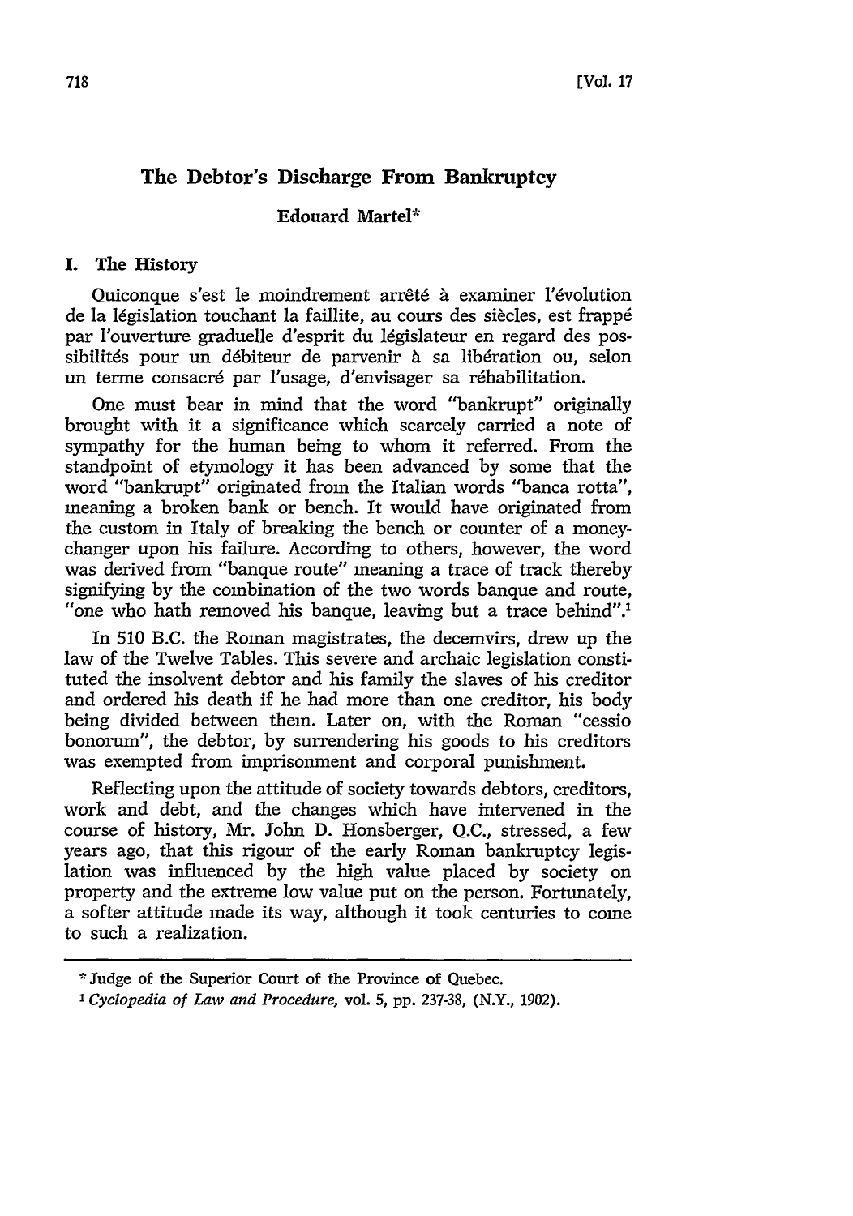# The Debtor's Discharge From Bankruptcy

**Edouard Martel***

## I. The History

Quiconque s'est le moindrement arrêté à examiner l'évolution de la législation touchant la faillite, au cours des siècles, est frappé par l'ouverture graduelle d'esprit du législateur en regard des possibilités pour un débiteur de parvenir à sa libération ou, selon un terme consacré par l'usage, d'envisager sa réhabilitation.

One must bear in mind that the word "bankrupt" originally brought with it a significance which scarcely carried a note of sympathy for the human being to whom it referred. From the standpoint of etymology it has been advanced by some that the word "bankrupt" originated from the Italian words "banca rotta", meaning a broken bank or bench. It would have originated from the custom in Italy of breaking the bench or counter of a money-changer upon his failure. According to others, however, the word was derived from "banque route" meaning a trace of track thereby signifying by the combination of the two words banque and route, "one who hath removed his banque, leaving but a trace behind".[1]

In 510 B.C. the Roman magistrates, the decemvirs, drew up the law of the Twelve Tables. This severe and archaic legislation constituted the insolvent debtor and his family the slaves of his creditor and ordered his death if he had more than one creditor, his body being divided between them. Later on, with the Roman "cessio bonorum", the debtor, by surrendering his goods to his creditors was exempted from imprisonment and corporal punishment.

Reflecting upon the attitude of society towards debtors, creditors, work and debt, and the changes which have intervened in the course of history, Mr. John D. Honsberger, Q.C., stressed, a few years ago, that this rigour of the early Roman bankruptcy legislation was influenced by the high value placed by society on property and the extreme low value put on the person. Fortunately, a softer attitude made its way, although it took centuries to come to such a realization.

---

\* Judge of the Superior Court of the Province of Quebec.

[1] *Cyclopedia of Law and Procedure*, vol. 5, pp. 237-38, (N.Y., 1902).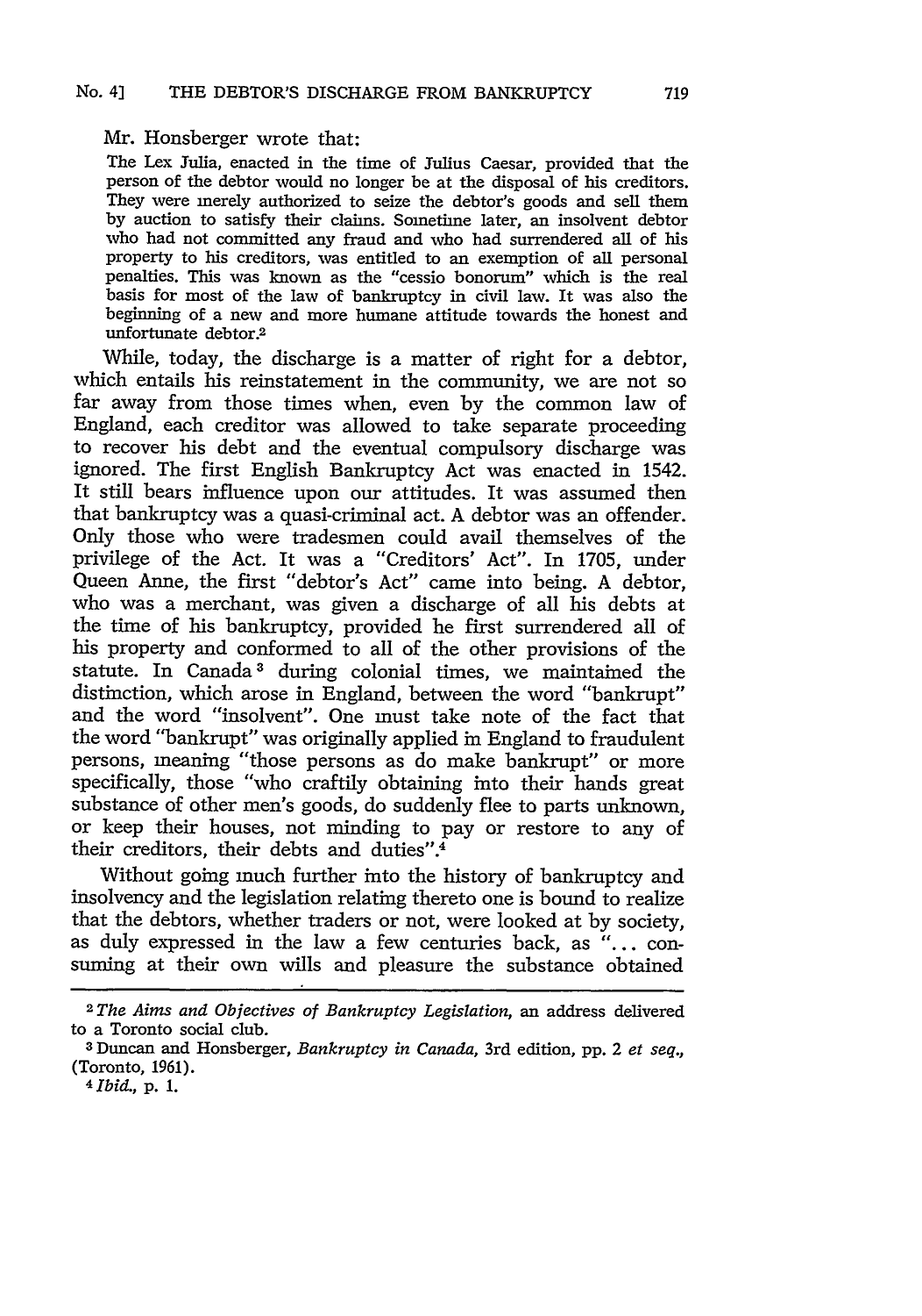Mr. Honsberger wrote that:

> The Lex Julia, enacted in the time of Julius Caesar, provided that the person of the debtor would no longer be at the disposal of his creditors. They were merely authorized to seize the debtor's goods and sell them by auction to satisfy their claims. Sometime later, an insolvent debtor who had not committed any fraud and who had surrendered all of his property to his creditors, was entitled to an exemption of all personal penalties. This was known as the "cessio bonorum" which is the real basis for most of the law of bankruptcy in civil law. It was also the beginning of a new and more humane attitude towards the honest and unfortunate debtor.[2]

While, today, the discharge is a matter of right for a debtor, which entails his reinstatement in the community, we are not so far away from those times when, even by the common law of England, each creditor was allowed to take separate proceeding to recover his debt and the eventual compulsory discharge was ignored. The first English Bankruptcy Act was enacted in 1542. It still bears influence upon our attitudes. It was assumed then that bankruptcy was a quasi-criminal act. A debtor was an offender. Only those who were tradesmen could avail themselves of the privilege of the Act. It was a "Creditors' Act". In 1705, under Queen Anne, the first "debtor's Act" came into being. A debtor, who was a merchant, was given a discharge of all his debts at the time of his bankruptcy, provided he first surrendered all of his property and conformed to all of the other provisions of the statute. In Canada[3] during colonial times, we maintained the distinction, which arose in England, between the word "bankrupt" and the word "insolvent". One must take note of the fact that the word "bankrupt" was originally applied in England to fraudulent persons, meaning "those persons as do make bankrupt" or more specifically, those "who craftily obtaining into their hands great substance of other men's goods, do suddenly flee to parts unknown, or keep their houses, not minding to pay or restore to any of their creditors, their debts and duties".[4]

Without going much further into the history of bankruptcy and insolvency and the legislation relating thereto one is bound to realize that the debtors, whether traders or not, were looked at by society, as duly expressed in the law a few centuries back, as "... consuming at their own wills and pleasure the substance obtained

---

[2] *The Aims and Objectives of Bankruptcy Legislation*, an address delivered to a Toronto social club.

[3] Duncan and Honsberger, *Bankruptcy in Canada*, 3rd edition, pp. 2 *et seq.*, (Toronto, 1961).

[4] *Ibid.*, p. 1.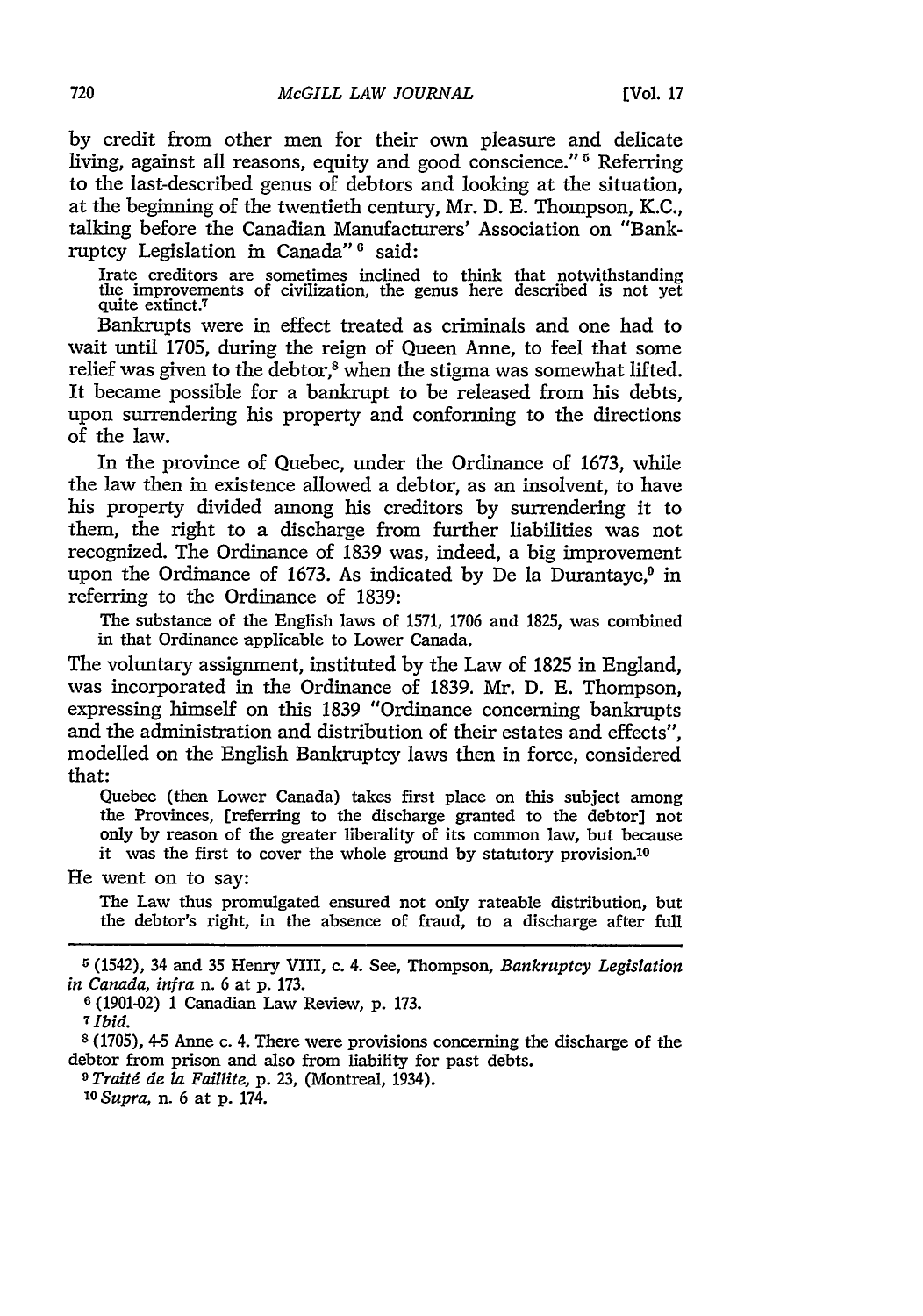by credit from other men for their own pleasure and delicate living, against all reasons, equity and good conscience." [5] Referring to the last-described genus of debtors and looking at the situation, at the beginning of the twentieth century, Mr. D. E. Thompson, K.C., talking before the Canadian Manufacturers' Association on "Bankruptcy Legislation in Canada" [6] said:

> Irate creditors are sometimes inclined to think that notwithstanding the improvements of civilization, the genus here described is not yet quite extinct.[7]

Bankrupts were in effect treated as criminals and one had to wait until 1705, during the reign of Queen Anne, to feel that some relief was given to the debtor,[8] when the stigma was somewhat lifted. It became possible for a bankrupt to be released from his debts, upon surrendering his property and conforming to the directions of the law.

In the province of Quebec, under the Ordinance of 1673, while the law then in existence allowed a debtor, as an insolvent, to have his property divided among his creditors by surrendering it to them, the right to a discharge from further liabilities was not recognized. The Ordinance of 1839 was, indeed, a big improvement upon the Ordinance of 1673. As indicated by De la Durantaye,[9] in referring to the Ordinance of 1839:

> The substance of the English laws of 1571, 1706 and 1825, was combined in that Ordinance applicable to Lower Canada.

The voluntary assignment, instituted by the Law of 1825 in England, was incorporated in the Ordinance of 1839. Mr. D. E. Thompson, expressing himself on this 1839 "Ordinance concerning bankrupts and the administration and distribution of their estates and effects", modelled on the English Bankruptcy laws then in force, considered that:

> Quebec (then Lower Canada) takes first place on this subject among the Provinces, [referring to the discharge granted to the debtor] not only by reason of the greater liberality of its common law, but because it was the first to cover the whole ground by statutory provision.[10]

He went on to say:

> The Law thus promulgated ensured not only rateable distribution, but the debtor's right, in the absence of fraud, to a discharge after full

---

[5] (1542), 34 and 35 Henry VIII, c. 4. See, Thompson, *Bankruptcy Legislation in Canada*, *infra* n. 6 at p. 173.

[6] (1901-02) 1 Canadian Law Review, p. 173.

[7] *Ibid.*

[8] (1705), 4-5 Anne c. 4. There were provisions concerning the discharge of the debtor from prison and also from liability for past debts.

[9] *Traité de la Faillite*, p. 23, (Montreal, 1934).

[10] *Supra*, n. 6 at p. 174.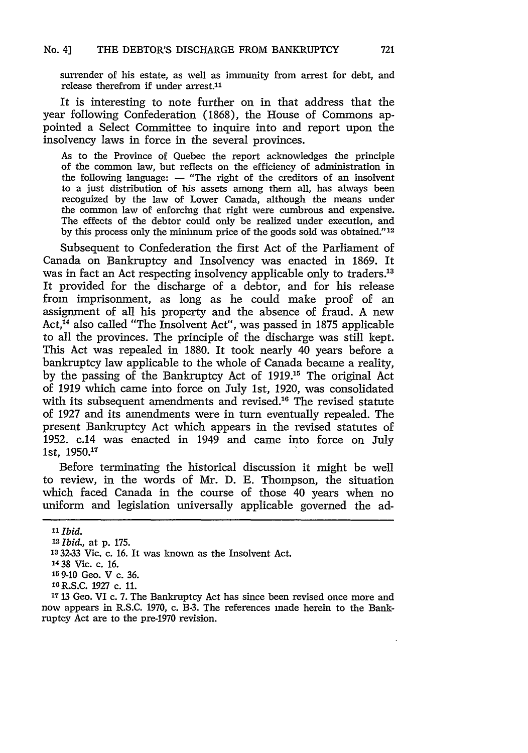surrender of his estate, as well as immunity from arrest for debt, and release therefrom if under arrest.[11]

It is interesting to note further on in that address that the year following Confederation (1868), the House of Commons appointed a Select Committee to inquire into and report upon the insolvency laws in force in the several provinces.

> As to the Province of Quebec the report acknowledges the principle of the common law, but reflects on the efficiency of administration in the following language: — "The right of the creditors of an insolvent to a just distribution of his assets among them all, has always been recognized by the law of Lower Canada, although the means under the common law of enforcing that right were cumbrous and expensive. The effects of the debtor could only be realized under execution, and by this process only the minimum price of the goods sold was obtained."[12]

Subsequent to Confederation the first Act of the Parliament of Canada on Bankruptcy and Insolvency was enacted in 1869. It was in fact an Act respecting insolvency applicable only to traders.[13] It provided for the discharge of a debtor, and for his release from imprisonment, as long as he could make proof of an assignment of all his property and the absence of fraud. A new Act,[14] also called "The Insolvent Act", was passed in 1875 applicable to all the provinces. The principle of the discharge was still kept. This Act was repealed in 1880. It took nearly 40 years before a bankruptcy law applicable to the whole of Canada became a reality, by the passing of the Bankruptcy Act of 1919.[15] The original Act of 1919 which came into force on July 1st, 1920, was consolidated with its subsequent amendments and revised.[16] The revised statute of 1927 and its amendments were in turn eventually repealed. The present Bankruptcy Act which appears in the revised statutes of 1952. c.14 was enacted in 1949 and came into force on July 1st, 1950.[17]

Before terminating the historical discussion it might be well to review, in the words of Mr. D. E. Thompson, the situation which faced Canada in the course of those 40 years when no uniform and legislation universally applicable governed the ad-

---

[11] *Ibid.*

[12] *Ibid.*, at p. 175.

[13] 32-33 Vic. c. 16. It was known as the Insolvent Act.

[14] 38 Vic. c. 16.

[15] 9-10 Geo. V c. 36.

[16] R.S.C. 1927 c. 11.

[17] 13 Geo. VI c. 7. The Bankruptcy Act has since been revised once more and now appears in R.S.C. 1970, c. B-3. The references made herein to the Bankruptcy Act are to the pre-1970 revision.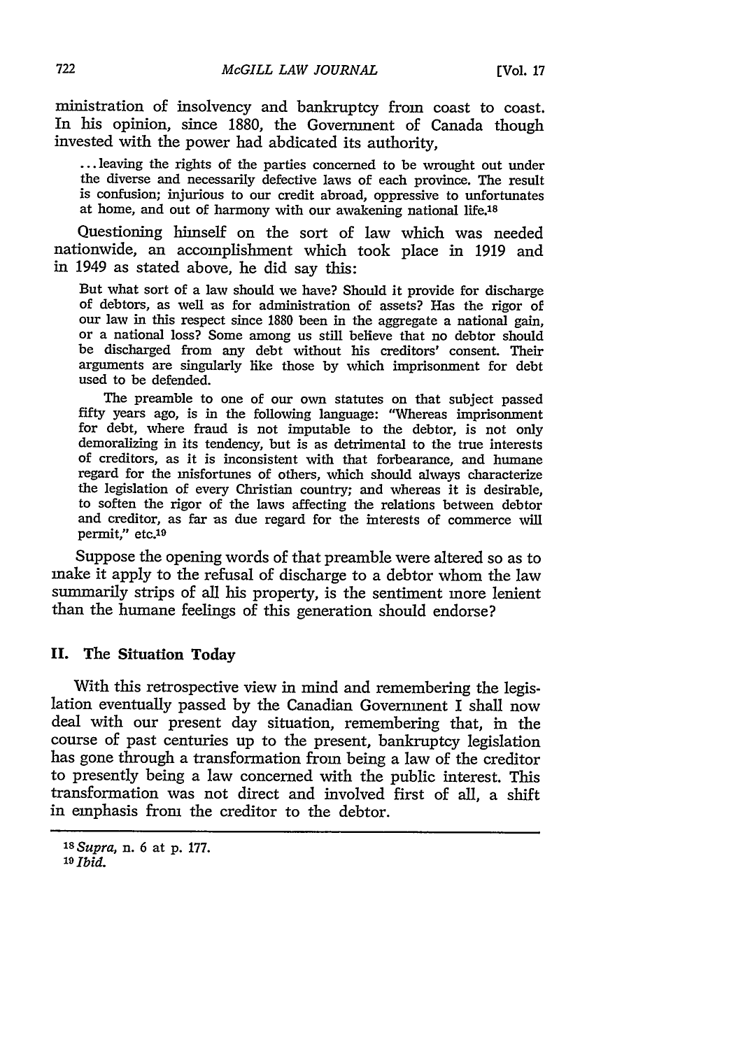ministration of insolvency and bankruptcy from coast to coast. In his opinion, since 1880, the Government of Canada though invested with the power had abdicated its authority,

> ... leaving the rights of the parties concerned to be wrought out under the diverse and necessarily defective laws of each province. The result is confusion; injurious to our credit abroad, oppressive to unfortunates at home, and out of harmony with our awakening national life.[18]

Questioning himself on the sort of law which was needed nationwide, an accomplishment which took place in 1919 and in 1949 as stated above, he did say this:

> But what sort of a law should we have? Should it provide for discharge of debtors, as well as for administration of assets? Has the rigor of our law in this respect since 1880 been in the aggregate a national gain, or a national loss? Some among us still believe that no debtor should be discharged from any debt without his creditors' consent. Their arguments are singularly like those by which imprisonment for debt used to be defended.
>
> The preamble to one of our own statutes on that subject passed fifty years ago, is in the following language: "Whereas imprisonment for debt, where fraud is not imputable to the debtor, is not only demoralizing in its tendency, but is as detrimental to the true interests of creditors, as it is inconsistent with that forbearance, and humane regard for the misfortunes of others, which should always characterize the legislation of every Christian country; and whereas it is desirable, to soften the rigor of the laws affecting the relations between debtor and creditor, as far as due regard for the interests of commerce will permit," etc.[19]

Suppose the opening words of that preamble were altered so as to make it apply to the refusal of discharge to a debtor whom the law summarily strips of all his property, is the sentiment more lenient than the humane feelings of this generation should endorse?

## II. The Situation Today

With this retrospective view in mind and remembering the legislation eventually passed by the Canadian Government I shall now deal with our present day situation, remembering that, in the course of past centuries up to the present, bankruptcy legislation has gone through a transformation from being a law of the creditor to presently being a law concerned with the public interest. This transformation was not direct and involved first of all, a shift in emphasis from the creditor to the debtor.

---

[18] *Supra*, n. 6 at p. 177.

[19] *Ibid.*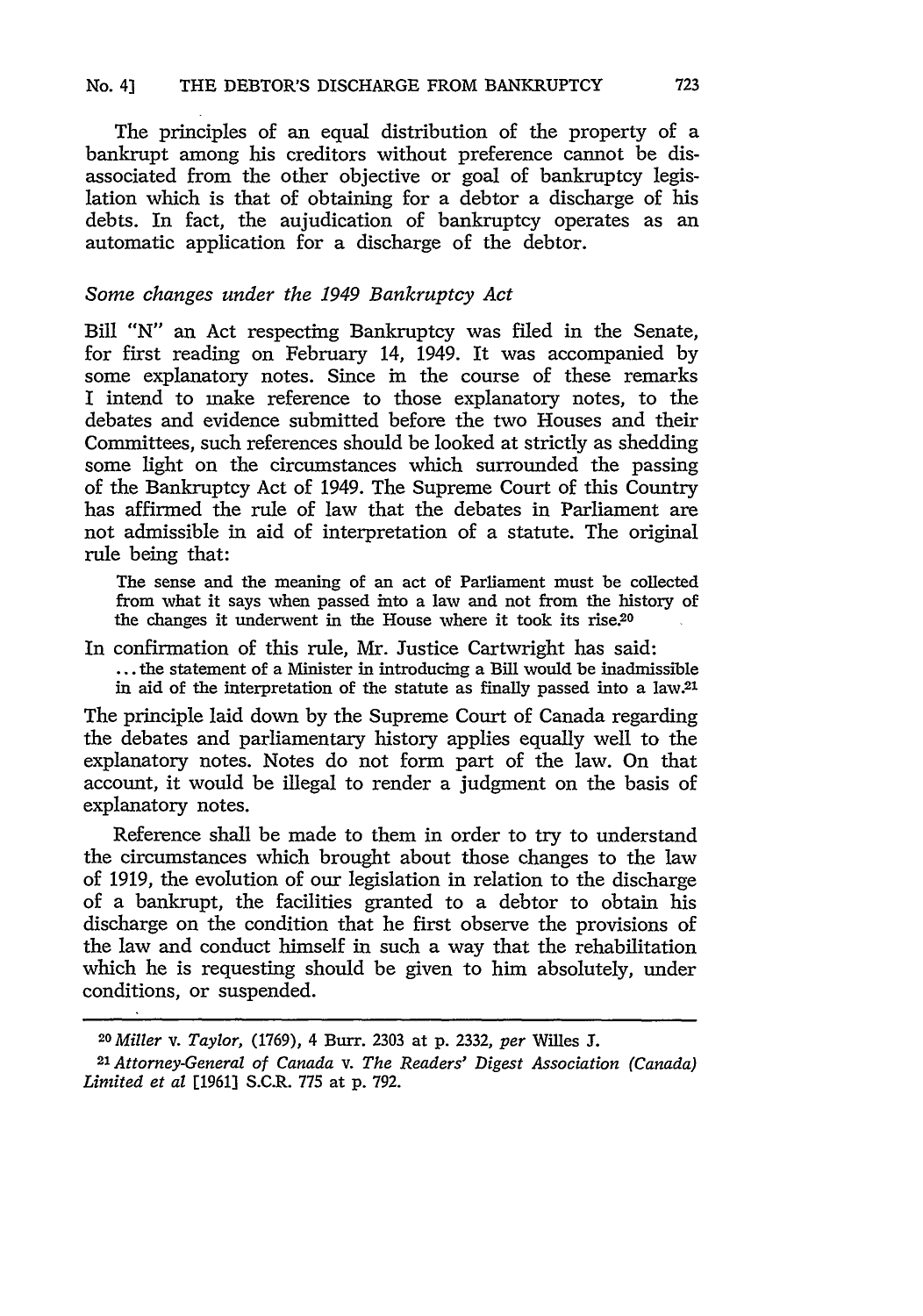The principles of an equal distribution of the property of a bankrupt among his creditors without preference cannot be dis-associated from the other objective or goal of bankruptcy legislation which is that of obtaining for a debtor a discharge of his debts. In fact, the aujudication of bankruptcy operates as an automatic application for a discharge of the debtor.

### *Some changes under the 1949 Bankruptcy Act*

Bill "N" an Act respecting Bankruptcy was filed in the Senate, for first reading on February 14, 1949. It was accompanied by some explanatory notes. Since in the course of these remarks I intend to make reference to those explanatory notes, to the debates and evidence submitted before the two Houses and their Committees, such references should be looked at strictly as shedding some light on the circumstances which surrounded the passing of the Bankruptcy Act of 1949. The Supreme Court of this Country has affirmed the rule of law that the debates in Parliament are not admissible in aid of interpretation of a statute. The original rule being that:

> The sense and the meaning of an act of Parliament must be collected from what it says when passed into a law and not from the history of the changes it underwent in the House where it took its rise.[20]

In confirmation of this rule, Mr. Justice Cartwright has said:

> ... the statement of a Minister in introducing a Bill would be inadmissible in aid of the interpretation of the statute as finally passed into a law.[21]

The principle laid down by the Supreme Court of Canada regarding the debates and parliamentary history applies equally well to the explanatory notes. Notes do not form part of the law. On that account, it would be illegal to render a judgment on the basis of explanatory notes.

Reference shall be made to them in order to try to understand the circumstances which brought about those changes to the law of 1919, the evolution of our legislation in relation to the discharge of a bankrupt, the facilities granted to a debtor to obtain his discharge on the condition that he first observe the provisions of the law and conduct himself in such a way that the rehabilitation which he is requesting should be given to him absolutely, under conditions, or suspended.

---

[20] *Miller* v. *Taylor*, (1769), 4 Burr. 2303 at p. 2332, *per* Willes J.

[21] *Attorney-General of Canada* v. *The Readers' Digest Association (Canada) Limited et al* [1961] S.C.R. 775 at p. 792.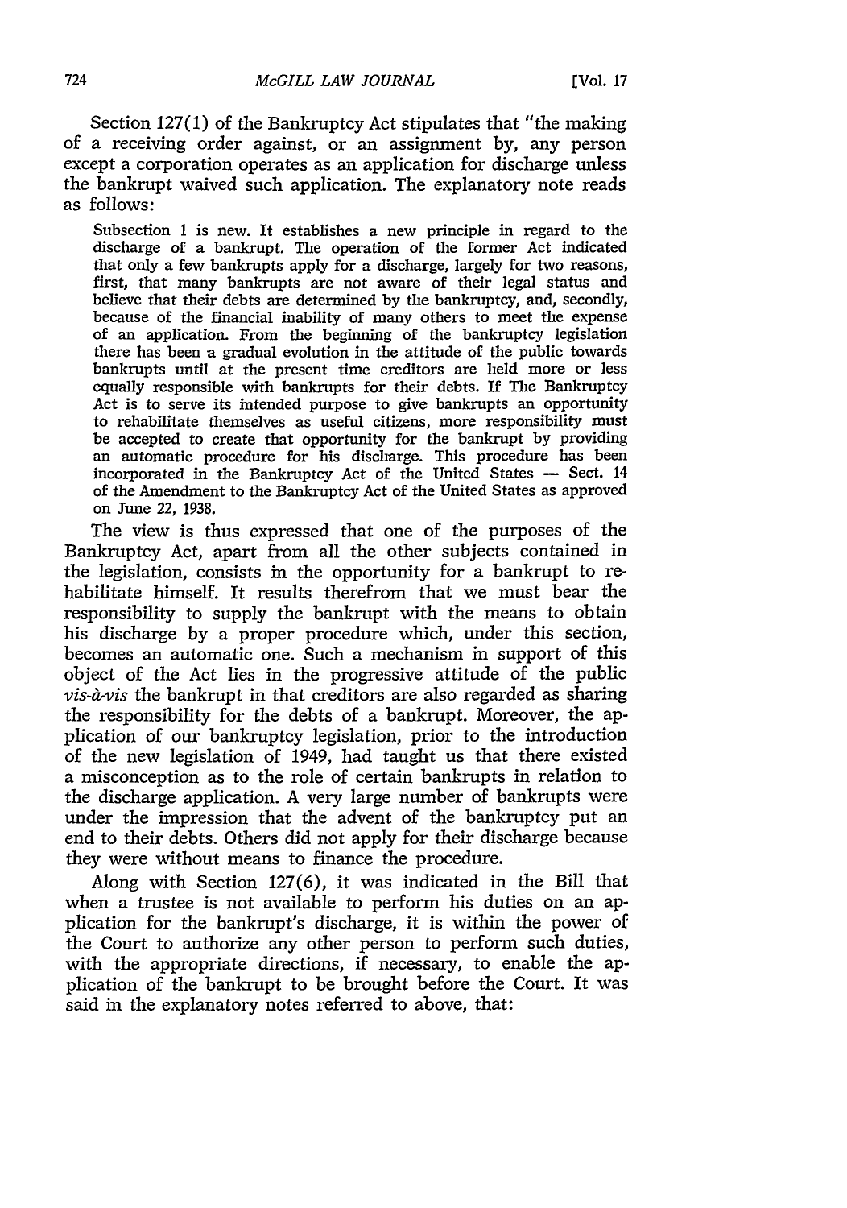Section 127(1) of the Bankruptcy Act stipulates that "the making of a receiving order against, or an assignment by, any person except a corporation operates as an application for discharge unless the bankrupt waived such application. The explanatory note reads as follows:

> Subsection 1 is new. It establishes a new principle in regard to the discharge of a bankrupt. The operation of the former Act indicated that only a few bankrupts apply for a discharge, largely for two reasons, first, that many bankrupts are not aware of their legal status and believe that their debts are determined by the bankruptcy, and, secondly, because of the financial inability of many others to meet the expense of an application. From the beginning of the bankruptcy legislation there has been a gradual evolution in the attitude of the public towards bankrupts until at the present time creditors are held more or less equally responsible with bankrupts for their debts. If The Bankruptcy Act is to serve its intended purpose to give bankrupts an opportunity to rehabilitate themselves as useful citizens, more responsibility must be accepted to create that opportunity for the bankrupt by providing an automatic procedure for his discharge. This procedure has been incorporated in the Bankruptcy Act of the United States — Sect. 14 of the Amendment to the Bankruptcy Act of the United States as approved on June 22, 1938.

The view is thus expressed that one of the purposes of the Bankruptcy Act, apart from all the other subjects contained in the legislation, consists in the opportunity for a bankrupt to rehabilitate himself. It results therefrom that we must bear the responsibility to supply the bankrupt with the means to obtain his discharge by a proper procedure which, under this section, becomes an automatic one. Such a mechanism in support of this object of the Act lies in the progressive attitude of the public *vis-à-vis* the bankrupt in that creditors are also regarded as sharing the responsibility for the debts of a bankrupt. Moreover, the application of our bankruptcy legislation, prior to the introduction of the new legislation of 1949, had taught us that there existed a misconception as to the role of certain bankrupts in relation to the discharge application. A very large number of bankrupts were under the impression that the advent of the bankruptcy put an end to their debts. Others did not apply for their discharge because they were without means to finance the procedure.

Along with Section 127(6), it was indicated in the Bill that when a trustee is not available to perform his duties on an application for the bankrupt's discharge, it is within the power of the Court to authorize any other person to perform such duties, with the appropriate directions, if necessary, to enable the application of the bankrupt to be brought before the Court. It was said in the explanatory notes referred to above, that: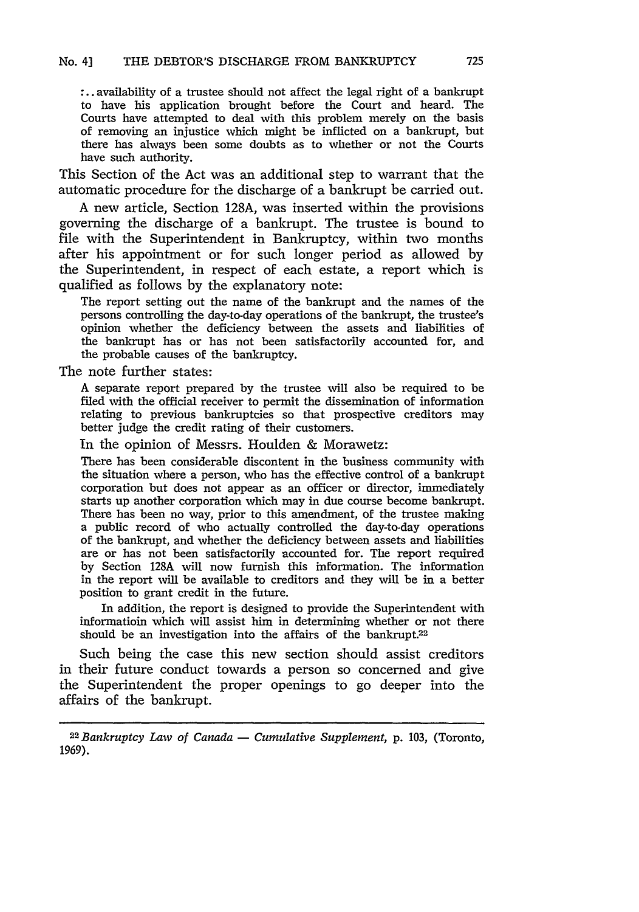:.. availability of a trustee should not affect the legal right of a bankrupt to have his application brought before the Court and heard. The Courts have attempted to deal with this problem merely on the basis of removing an injustice which might be inflicted on a bankrupt, but there has always been some doubts as to whether or not the Courts have such authority.

This Section of the Act was an additional step to warrant that the automatic procedure for the discharge of a bankrupt be carried out.

A new article, Section 128A, was inserted within the provisions governing the discharge of a bankrupt. The trustee is bound to file with the Superintendent in Bankruptcy, within two months after his appointment or for such longer period as allowed by the Superintendent, in respect of each estate, a report which is qualified as follows by the explanatory note:

> The report setting out the name of the bankrupt and the names of the persons controlling the day-to-day operations of the bankrupt, the trustee's opinion whether the deficiency between the assets and liabilities of the bankrupt has or has not been satisfactorily accounted for, and the probable causes of the bankruptcy.

The note further states:

> A separate report prepared by the trustee will also be required to be filed with the official receiver to permit the dissemination of information relating to previous bankruptcies so that prospective creditors may better judge the credit rating of their customers.

In the opinion of Messrs. Houlden & Morawetz:

> There has been considerable discontent in the business community with the situation where a person, who has the effective control of a bankrupt corporation but does not appear as an officer or director, immediately starts up another corporation which may in due course become bankrupt. There has been no way, prior to this amendment, of the trustee making a public record of who actually controlled the day-to-day operations of the bankrupt, and whether the deficiency between assets and liabilities are or has not been satisfactorily accounted for. The report required by Section 128A will now furnish this information. The information in the report will be available to creditors and they will be in a better position to grant credit in the future.
>
> In addition, the report is designed to provide the Superintendent with informatioin which will assist him in determining whether or not there should be an investigation into the affairs of the bankrupt.[22]

Such being the case this new section should assist creditors in their future conduct towards a person so concerned and give the Superintendent the proper openings to go deeper into the affairs of the bankrupt.

---

[22] *Bankruptcy Law of Canada — Cumulative Supplement*, p. 103, (Toronto, 1969).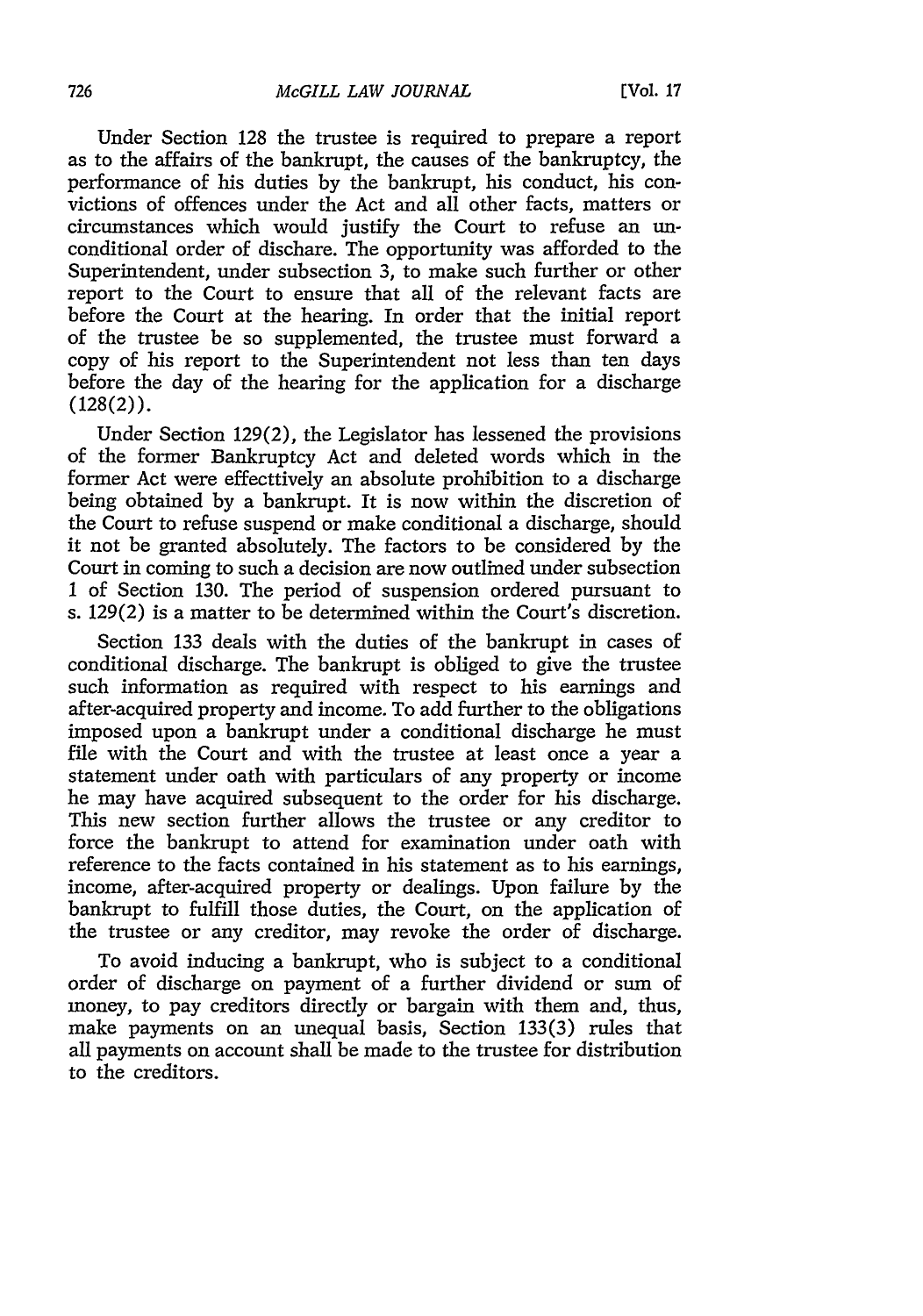Under Section 128 the trustee is required to prepare a report as to the affairs of the bankrupt, the causes of the bankruptcy, the performance of his duties by the bankrupt, his conduct, his convictions of offences under the Act and all other facts, matters or circumstances which would justify the Court to refuse an unconditional order of dischare. The opportunity was afforded to the Superintendent, under subsection 3, to make such further or other report to the Court to ensure that all of the relevant facts are before the Court at the hearing. In order that the initial report of the trustee be so supplemented, the trustee must forward a copy of his report to the Superintendent not less than ten days before the day of the hearing for the application for a discharge (128(2)).

Under Section 129(2), the Legislator has lessened the provisions of the former Bankruptcy Act and deleted words which in the former Act were effecttively an absolute prohibition to a discharge being obtained by a bankrupt. It is now within the discretion of the Court to refuse suspend or make conditional a discharge, should it not be granted absolutely. The factors to be considered by the Court in coming to such a decision are now outlined under subsection 1 of Section 130. The period of suspension ordered pursuant to s. 129(2) is a matter to be determined within the Court's discretion.

Section 133 deals with the duties of the bankrupt in cases of conditional discharge. The bankrupt is obliged to give the trustee such information as required with respect to his earnings and after-acquired property and income. To add further to the obligations imposed upon a bankrupt under a conditional discharge he must file with the Court and with the trustee at least once a year a statement under oath with particulars of any property or income he may have acquired subsequent to the order for his discharge. This new section further allows the trustee or any creditor to force the bankrupt to attend for examination under oath with reference to the facts contained in his statement as to his earnings, income, after-acquired property or dealings. Upon failure by the bankrupt to fulfill those duties, the Court, on the application of the trustee or any creditor, may revoke the order of discharge.

To avoid inducing a bankrupt, who is subject to a conditional order of discharge on payment of a further dividend or sum of money, to pay creditors directly or bargain with them and, thus, make payments on an unequal basis, Section 133(3) rules that all payments on account shall be made to the trustee for distribution to the creditors.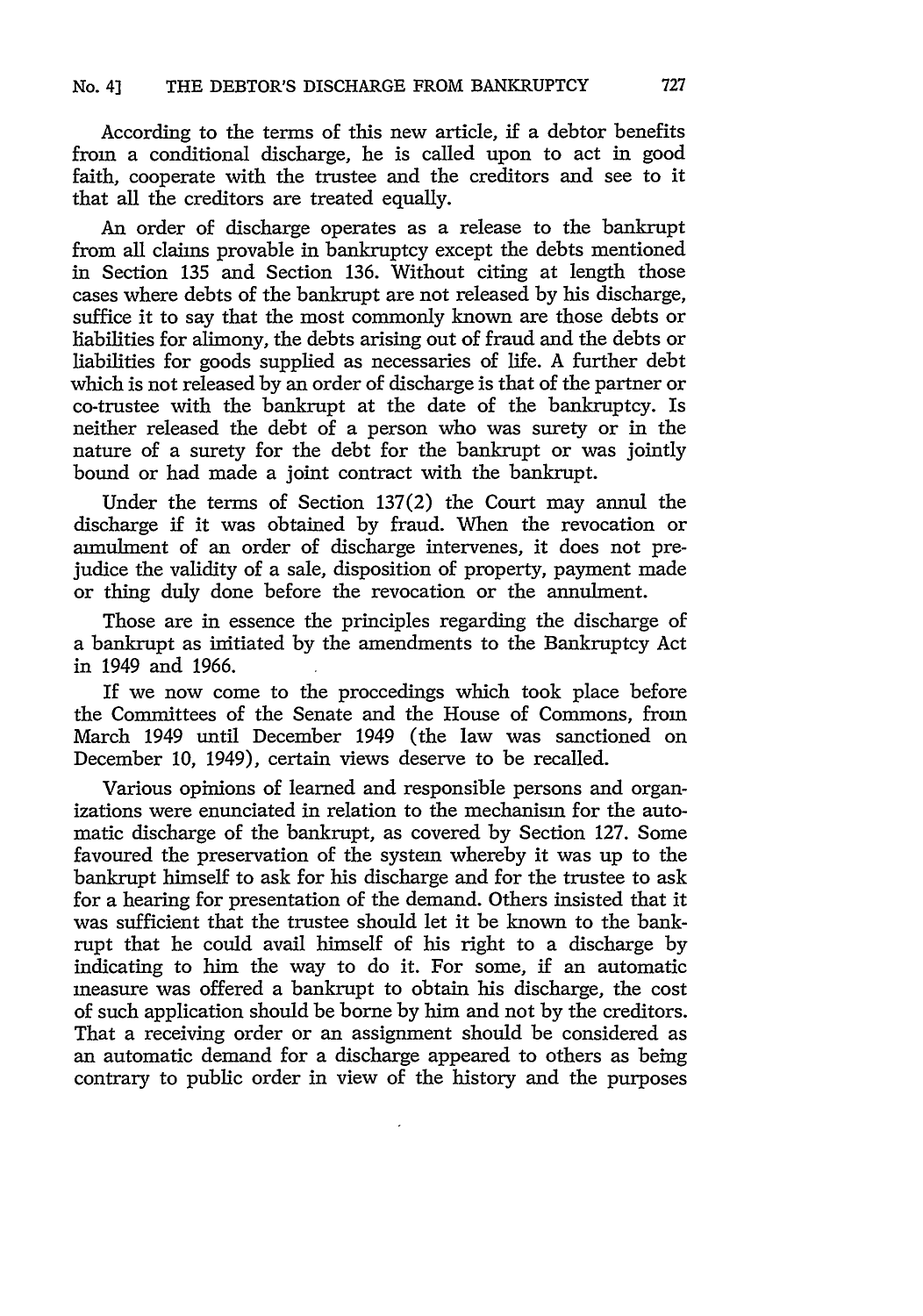According to the terms of this new article, if a debtor benefits from a conditional discharge, he is called upon to act in good faith, cooperate with the trustee and the creditors and see to it that all the creditors are treated equally.

An order of discharge operates as a release to the bankrupt from all claims provable in bankruptcy except the debts mentioned in Section 135 and Section 136. Without citing at length those cases where debts of the bankrupt are not released by his discharge, suffice it to say that the most commonly known are those debts or liabilities for alimony, the debts arising out of fraud and the debts or liabilities for goods supplied as necessaries of life. A further debt which is not released by an order of discharge is that of the partner or co-trustee with the bankrupt at the date of the bankruptcy. Is neither released the debt of a person who was surety or in the nature of a surety for the debt for the bankrupt or was jointly bound or had made a joint contract with the bankrupt.

Under the terms of Section 137(2) the Court may annul the discharge if it was obtained by fraud. When the revocation or annulment of an order of discharge intervenes, it does not prejudice the validity of a sale, disposition of property, payment made or thing duly done before the revocation or the annulment.

Those are in essence the principles regarding the discharge of a bankrupt as initiated by the amendments to the Bankruptcy Act in 1949 and 1966.

If we now come to the proccedings which took place before the Committees of the Senate and the House of Commons, from March 1949 until December 1949 (the law was sanctioned on December 10, 1949), certain views deserve to be recalled.

Various opinions of learned and responsible persons and organizations were enunciated in relation to the mechanism for the automatic discharge of the bankrupt, as covered by Section 127. Some favoured the preservation of the system whereby it was up to the bankrupt himself to ask for his discharge and for the trustee to ask for a hearing for presentation of the demand. Others insisted that it was sufficient that the trustee should let it be known to the bankrupt that he could avail himself of his right to a discharge by indicating to him the way to do it. For some, if an automatic measure was offered a bankrupt to obtain his discharge, the cost of such application should be borne by him and not by the creditors. That a receiving order or an assignment should be considered as an automatic demand for a discharge appeared to others as being contrary to public order in view of the history and the purposes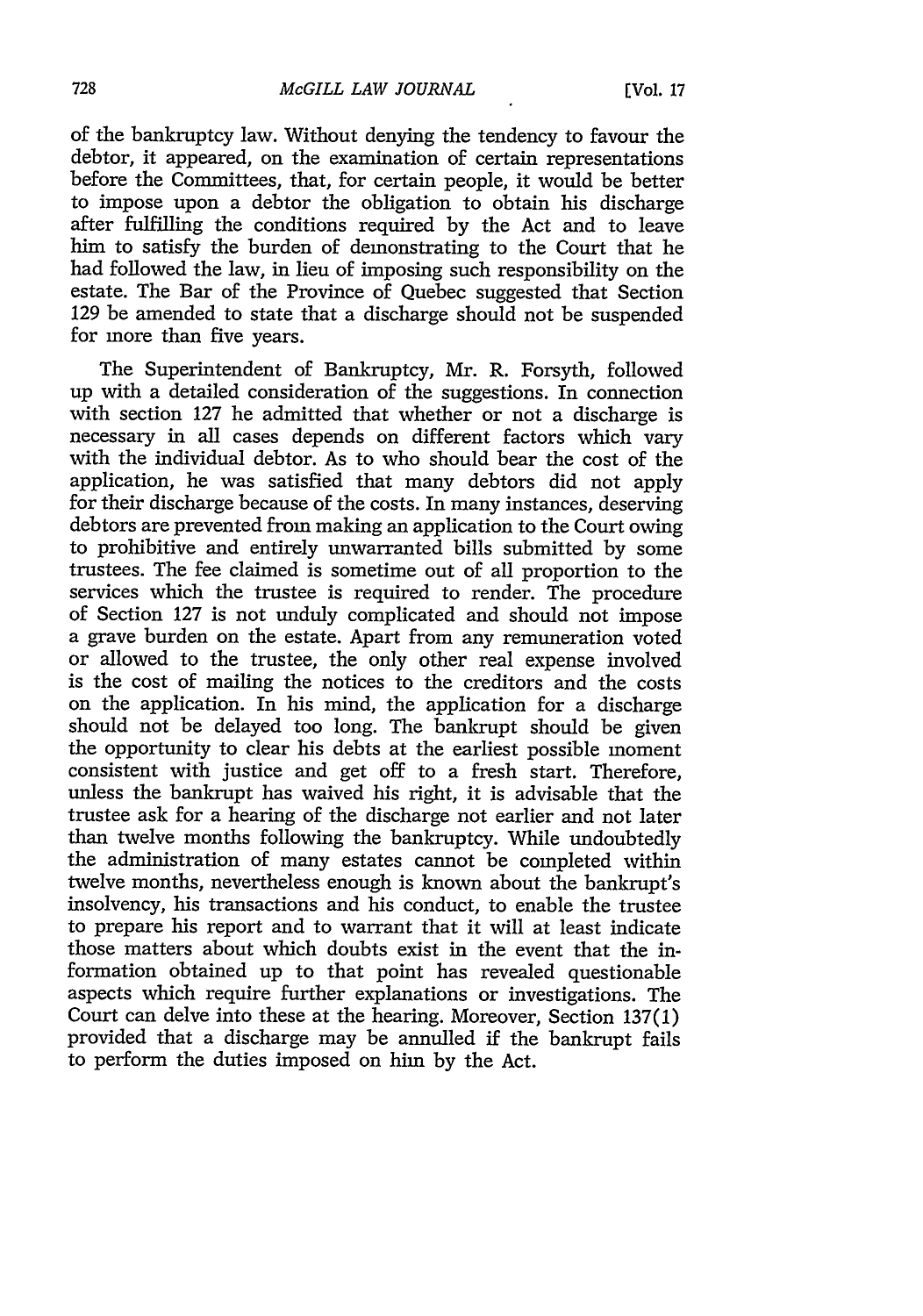of the bankruptcy law. Without denying the tendency to favour the debtor, it appeared, on the examination of certain representations before the Committees, that, for certain people, it would be better to impose upon a debtor the obligation to obtain his discharge after fulfilling the conditions required by the Act and to leave him to satisfy the burden of demonstrating to the Court that he had followed the law, in lieu of imposing such responsibility on the estate. The Bar of the Province of Quebec suggested that Section 129 be amended to state that a discharge should not be suspended for more than five years.

The Superintendent of Bankruptcy, Mr. R. Forsyth, followed up with a detailed consideration of the suggestions. In connection with section 127 he admitted that whether or not a discharge is necessary in all cases depends on different factors which vary with the individual debtor. As to who should bear the cost of the application, he was satisfied that many debtors did not apply for their discharge because of the costs. In many instances, deserving debtors are prevented from making an application to the Court owing to prohibitive and entirely unwarranted bills submitted by some trustees. The fee claimed is sometime out of all proportion to the services which the trustee is required to render. The procedure of Section 127 is not unduly complicated and should not impose a grave burden on the estate. Apart from any remuneration voted or allowed to the trustee, the only other real expense involved is the cost of mailing the notices to the creditors and the costs on the application. In his mind, the application for a discharge should not be delayed too long. The bankrupt should be given the opportunity to clear his debts at the earliest possible moment consistent with justice and get off to a fresh start. Therefore, unless the bankrupt has waived his right, it is advisable that the trustee ask for a hearing of the discharge not earlier and not later than twelve months following the bankruptcy. While undoubtedly the administration of many estates cannot be completed within twelve months, nevertheless enough is known about the bankrupt's insolvency, his transactions and his conduct, to enable the trustee to prepare his report and to warrant that it will at least indicate those matters about which doubts exist in the event that the information obtained up to that point has revealed questionable aspects which require further explanations or investigations. The Court can delve into these at the hearing. Moreover, Section 137(1) provided that a discharge may be annulled if the bankrupt fails to perform the duties imposed on him by the Act.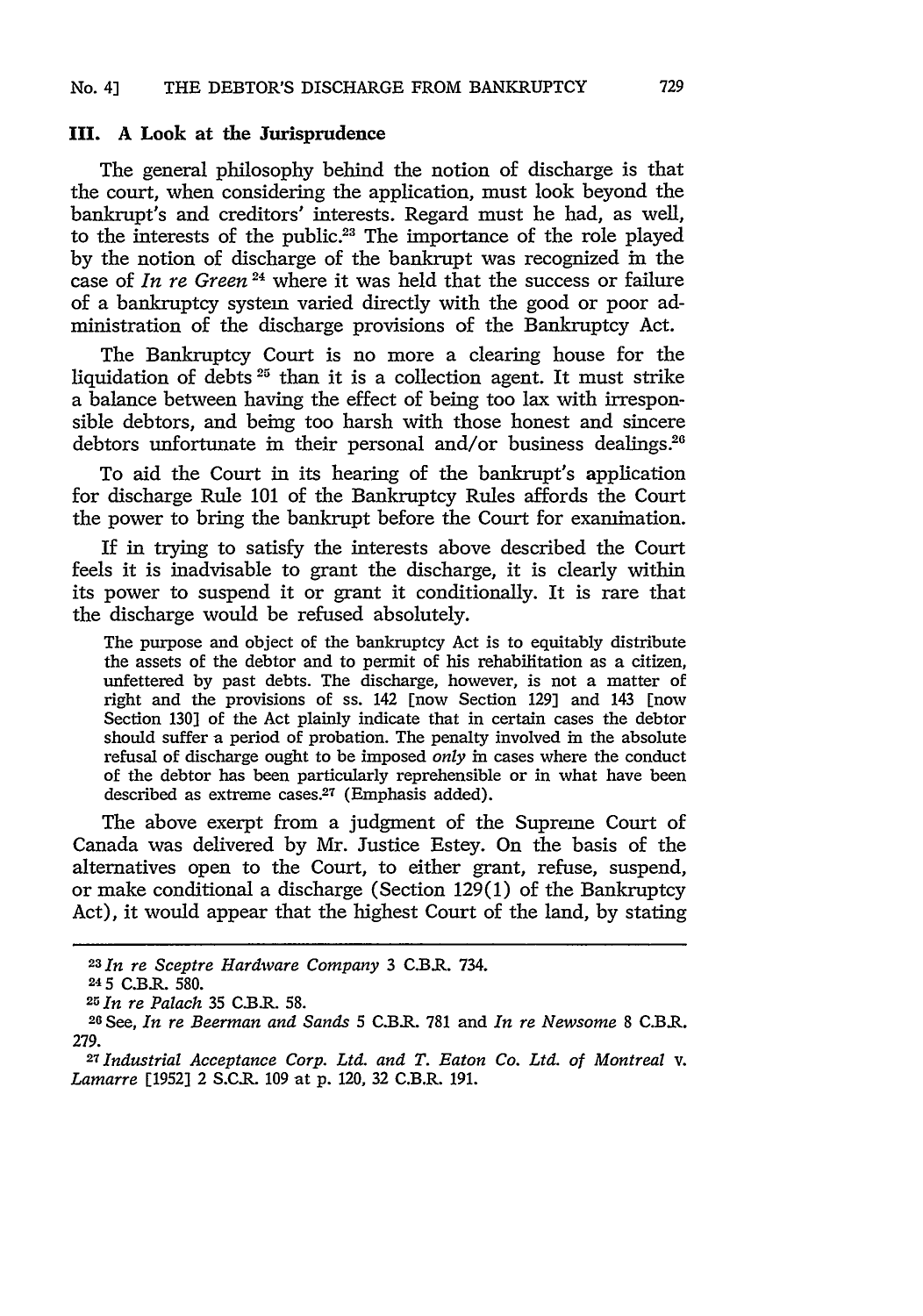### III. A Look at the Jurisprudence

The general philosophy behind the notion of discharge is that the court, when considering the application, must look beyond the bankrupt's and creditors' interests. Regard must he had, as well, to the interests of the public.[23] The importance of the role played by the notion of discharge of the bankrupt was recognized in the case of *In re Green*[24] where it was held that the success or failure of a bankruptcy system varied directly with the good or poor administration of the discharge provisions of the Bankruptcy Act.

The Bankruptcy Court is no more a clearing house for the liquidation of debts[25] than it is a collection agent. It must strike a balance between having the effect of being too lax with irresponsible debtors, and being too harsh with those honest and sincere debtors unfortunate in their personal and/or business dealings.[26]

To aid the Court in its hearing of the bankrupt's application for discharge Rule 101 of the Bankruptcy Rules affords the Court the power to bring the bankrupt before the Court for examination.

If in trying to satisfy the interests above described the Court feels it is inadvisable to grant the discharge, it is clearly within its power to suspend it or grant it conditionally. It is rare that the discharge would be refused absolutely.

> The purpose and object of the bankruptcy Act is to equitably distribute the assets of the debtor and to permit of his rehabilitation as a citizen, unfettered by past debts. The discharge, however, is not a matter of right and the provisions of ss. 142 [now Section 129] and 143 [now Section 130] of the Act plainly indicate that in certain cases the debtor should suffer a period of probation. The penalty involved in the absolute refusal of discharge ought to be imposed *only* in cases where the conduct of the debtor has been particularly reprehensible or in what have been described as extreme cases.[27] (Emphasis added).

The above exerpt from a judgment of the Supreme Court of Canada was delivered by Mr. Justice Estey. On the basis of the alternatives open to the Court, to either grant, refuse, suspend, or make conditional a discharge (Section 129(1) of the Bankruptcy Act), it would appear that the highest Court of the land, by stating

---

[23] *In re Sceptre Hardware Company* 3 C.B.R. 734.

[24] 5 C.B.R. 580.

[25] *In re Palach* 35 C.B.R. 58.

[26] See, *In re Beerman and Sands* 5 C.B.R. 781 and *In re Newsome* 8 C.B.R. 279.

[27] *Industrial Acceptance Corp. Ltd. and T. Eaton Co. Ltd. of Montreal* v. *Lamarre* [1952] 2 S.C.R. 109 at p. 120, 32 C.B.R. 191.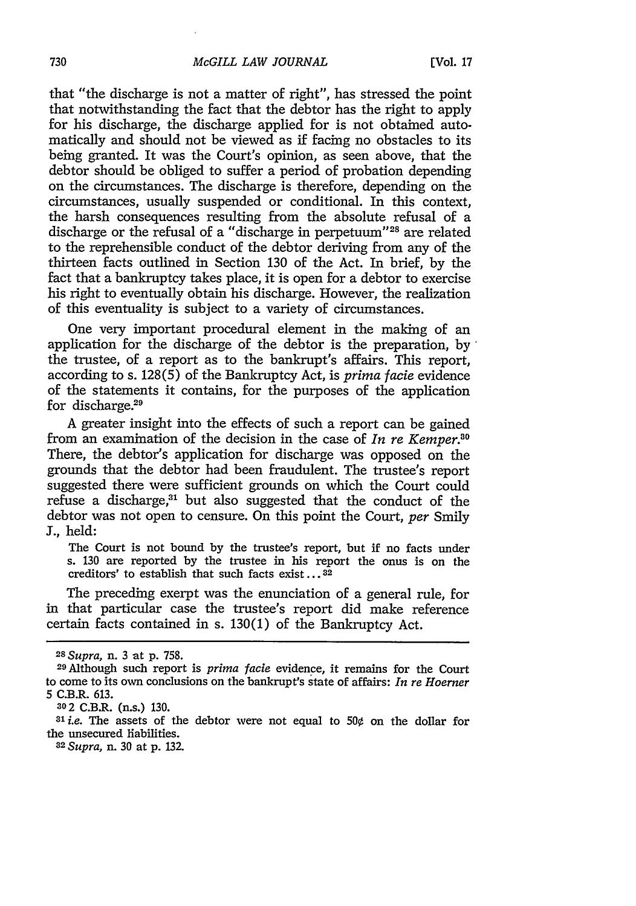that "the discharge is not a matter of right", has stressed the point that notwithstanding the fact that the debtor has the right to apply for his discharge, the discharge applied for is not obtained automatically and should not be viewed as if facing no obstacles to its being granted. It was the Court's opinion, as seen above, that the debtor should be obliged to suffer a period of probation depending on the circumstances. The discharge is therefore, depending on the circumstances, usually suspended or conditional. In this context, the harsh consequences resulting from the absolute refusal of a discharge or the refusal of a "discharge in perpetuum"[28] are related to the reprehensible conduct of the debtor deriving from any of the thirteen facts outlined in Section 130 of the Act. In brief, by the fact that a bankruptcy takes place, it is open for a debtor to exercise his right to eventually obtain his discharge. However, the realization of this eventuality is subject to a variety of circumstances.

One very important procedural element in the making of an application for the discharge of the debtor is the preparation, by the trustee, of a report as to the bankrupt's affairs. This report, according to s. 128(5) of the Bankruptcy Act, is *prima facie* evidence of the statements it contains, for the purposes of the application for discharge.[29]

A greater insight into the effects of such a report can be gained from an examination of the decision in the case of *In re Kemper*.[30] There, the debtor's application for discharge was opposed on the grounds that the debtor had been fraudulent. The trustee's report suggested there were sufficient grounds on which the Court could refuse a discharge,[31] but also suggested that the conduct of the debtor was not open to censure. On this point the Court, *per* Smily J., held:

> The Court is not bound by the trustee's report, but if no facts under s. 130 are reported by the trustee in his report the onus is on the creditors' to establish that such facts exist...[32]

The preceding exerpt was the enunciation of a general rule, for in that particular case the trustee's report did make reference certain facts contained in s. 130(1) of the Bankruptcy Act.

---

[28] *Supra*, n. 3 at p. 758.

[29] Although such report is *prima facie* evidence, it remains for the Court to come to its own conclusions on the bankrupt's state of affairs: *In re Hoerner* 5 C.B.R. 613.

[30] 2 C.B.R. (n.s.) 130.

[31] *i.e.* The assets of the debtor were not equal to 50¢ on the dollar for the unsecured liabilities.

[32] *Supra*, n. 30 at p. 132.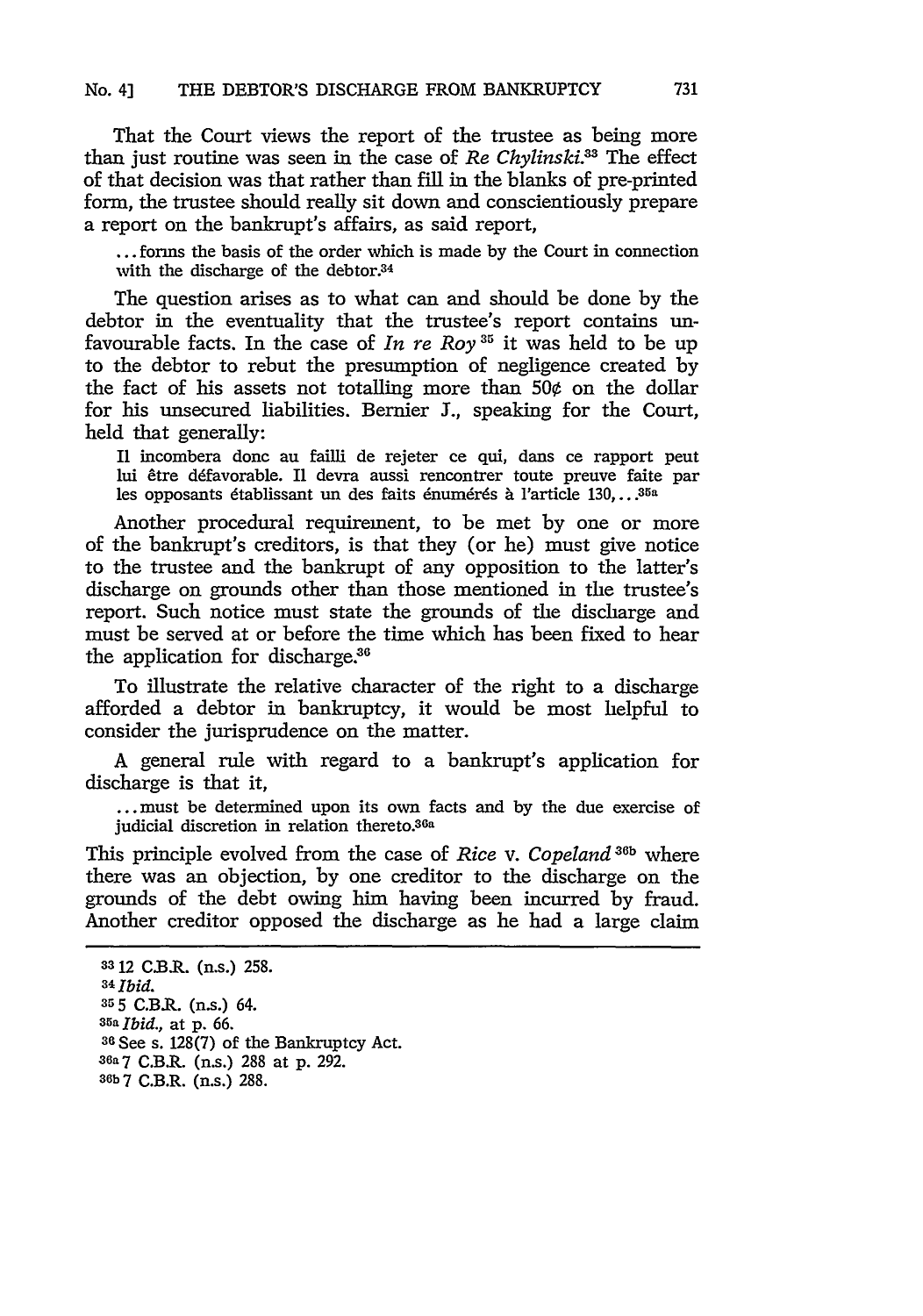That the Court views the report of the trustee as being more than just routine was seen in the case of *Re Chylinski*.[33] The effect of that decision was that rather than fill in the blanks of pre-printed form, the trustee should really sit down and conscientiously prepare a report on the bankrupt's affairs, as said report,

> ... forms the basis of the order which is made by the Court in connection with the discharge of the debtor.[34]

The question arises as to what can and should be done by the debtor in the eventuality that the trustee's report contains unfavourable facts. In the case of *In re Roy*[35] it was held to be up to the debtor to rebut the presumption of negligence created by the fact of his assets not totalling more than 50¢ on the dollar for his unsecured liabilities. Bernier J., speaking for the Court, held that generally:

> Il incombera donc au failli de rejeter ce qui, dans ce rapport peut lui être défavorable. Il devra aussi rencontrer toute preuve faite par les opposants établissant un des faits énumérés à l'article 130, ...[35a]

Another procedural requirement, to be met by one or more of the bankrupt's creditors, is that they (or he) must give notice to the trustee and the bankrupt of any opposition to the latter's discharge on grounds other than those mentioned in the trustee's report. Such notice must state the grounds of the discharge and must be served at or before the time which has been fixed to hear the application for discharge.[36]

To illustrate the relative character of the right to a discharge afforded a debtor in bankruptcy, it would be most helpful to consider the jurisprudence on the matter.

A general rule with regard to a bankrupt's application for discharge is that it,

> ... must be determined upon its own facts and by the due exercise of judicial discretion in relation thereto.[36a]

This principle evolved from the case of *Rice* v. *Copeland*[36b] where there was an objection, by one creditor to the discharge on the grounds of the debt owing him having been incurred by fraud. Another creditor opposed the discharge as he had a large claim

---

[33] 12 C.B.R. (n.s.) 258.

[34] *Ibid.*

[35] 5 C.B.R. (n.s.) 64.

[35a] *Ibid.*, at p. 66.

[36] See s. 128(7) of the Bankruptcy Act.

[36a] 7 C.B.R. (n.s.) 288 at p. 292.

[36b] 7 C.B.R. (n.s.) 288.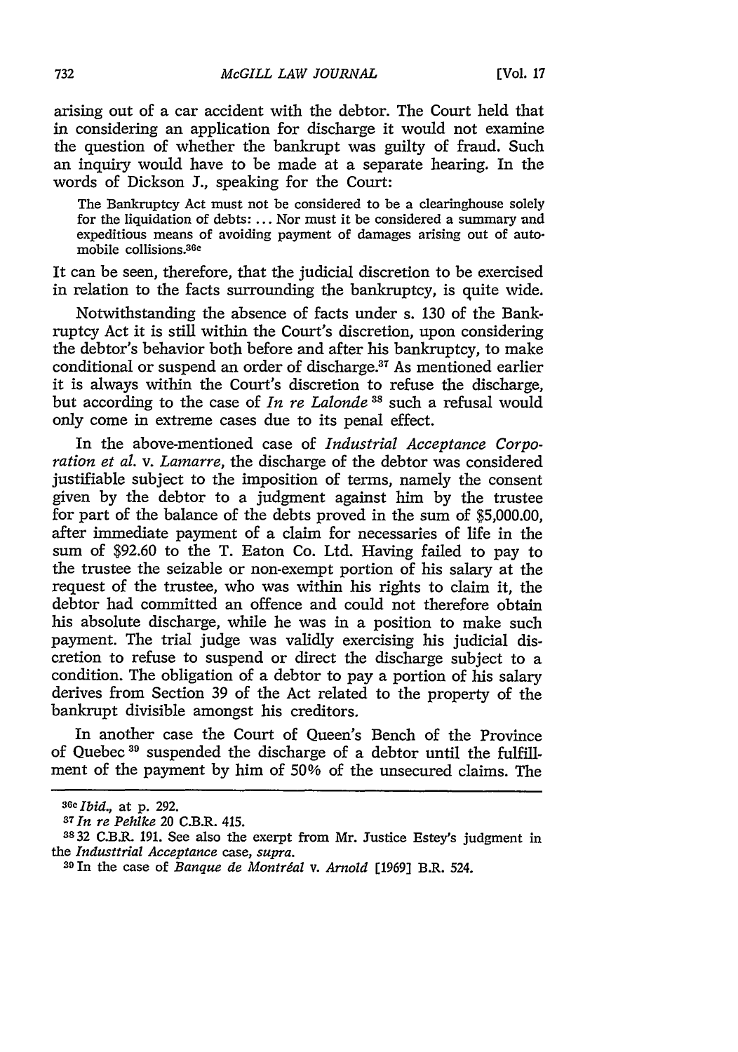arising out of a car accident with the debtor. The Court held that in considering an application for discharge it would not examine the question of whether the bankrupt was guilty of fraud. Such an inquiry would have to be made at a separate hearing. In the words of Dickson J., speaking for the Court:

> The Bankruptcy Act must not be considered to be a clearinghouse solely for the liquidation of debts: ... Nor must it be considered a summary and expeditious means of avoiding payment of damages arising out of automobile collisions.[36c]

It can be seen, therefore, that the judicial discretion to be exercised in relation to the facts surrounding the bankruptcy, is quite wide.

Notwithstanding the absence of facts under s. 130 of the Bankruptcy Act it is still within the Court's discretion, upon considering the debtor's behavior both before and after his bankruptcy, to make conditional or suspend an order of discharge.[37] As mentioned earlier it is always within the Court's discretion to refuse the discharge, but according to the case of *In re Lalonde*[38] such a refusal would only come in extreme cases due to its penal effect.

In the above-mentioned case of *Industrial Acceptance Corporation et al.* v. *Lamarre*, the discharge of the debtor was considered justifiable subject to the imposition of terms, namely the consent given by the debtor to a judgment against him by the trustee for part of the balance of the debts proved in the sum of $5,000.00, after immediate payment of a claim for necessaries of life in the sum of $92.60 to the T. Eaton Co. Ltd. Having failed to pay to the trustee the seizable or non-exempt portion of his salary at the request of the trustee, who was within his rights to claim it, the debtor had committed an offence and could not therefore obtain his absolute discharge, while he was in a position to make such payment. The trial judge was validly exercising his judicial discretion to refuse to suspend or direct the discharge subject to a condition. The obligation of a debtor to pay a portion of his salary derives from Section 39 of the Act related to the property of the bankrupt divisible amongst his creditors.

In another case the Court of Queen's Bench of the Province of Quebec[39] suspended the discharge of a debtor until the fulfillment of the payment by him of 50% of the unsecured claims. The

---

[36c] *Ibid.*, at p. 292.

[37] *In re Pehlke* 20 C.B.R. 415.

[38] 32 C.B.R. 191. See also the exerpt from Mr. Justice Estey's judgment in the *Industtrial Acceptance* case, *supra.*

[39] In the case of *Banque de Montréal* v. *Arnold* [1969] B.R. 524.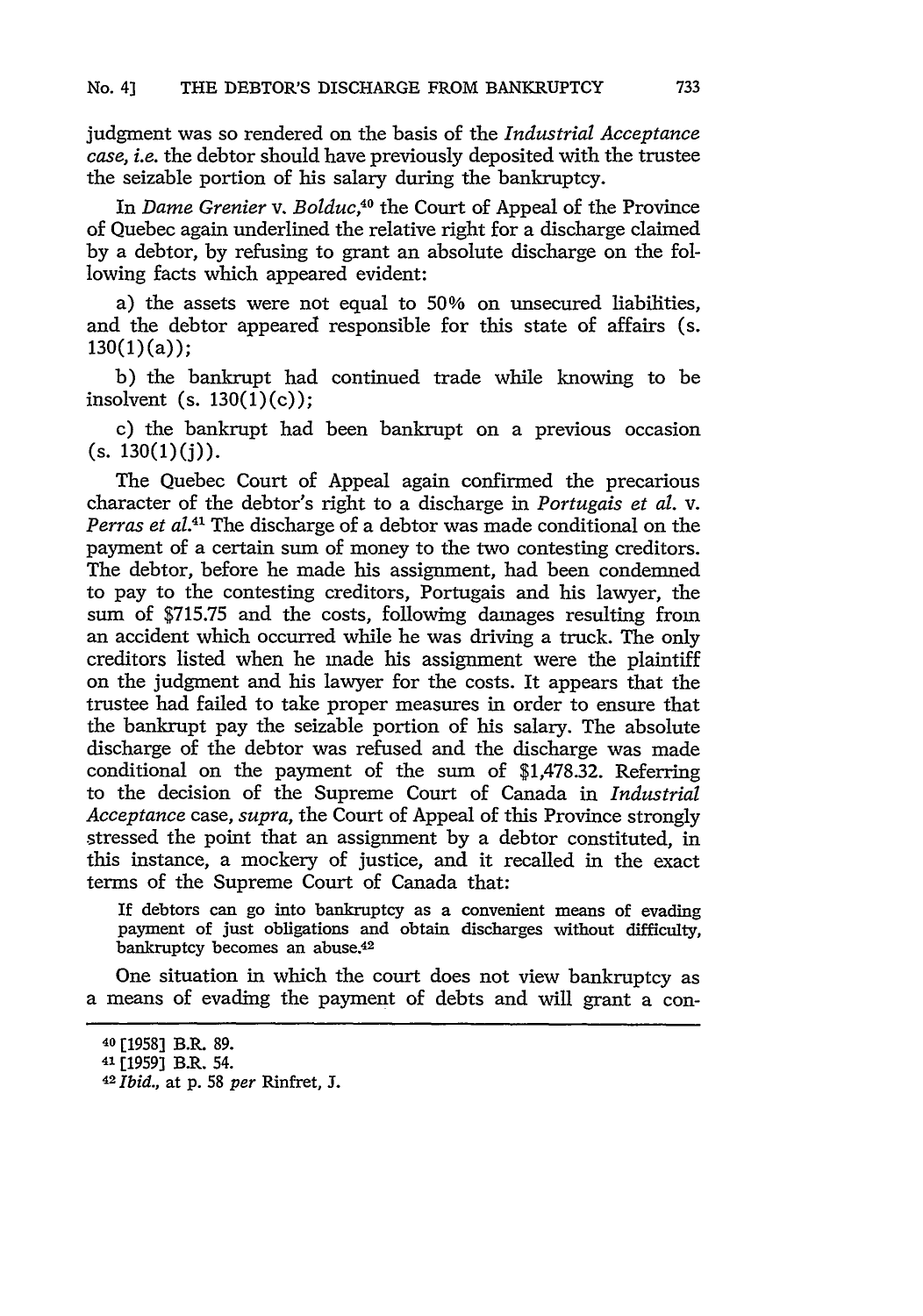judgment was so rendered on the basis of the *Industrial Acceptance case*, *i.e.* the debtor should have previously deposited with the trustee the seizable portion of his salary during the bankruptcy.

In *Dame Grenier* v. *Bolduc*,[40] the Court of Appeal of the Province of Quebec again underlined the relative right for a discharge claimed by a debtor, by refusing to grant an absolute discharge on the following facts which appeared evident:

a) the assets were not equal to 50% on unsecured liabilities, and the debtor appeared responsible for this state of affairs (s. 130(1)(a));

b) the bankrupt had continued trade while knowing to be insolvent (s. 130(1)(c));

c) the bankrupt had been bankrupt on a previous occasion (s. 130(1)(j)).

The Quebec Court of Appeal again confirmed the precarious character of the debtor's right to a discharge in *Portugais et al.* v. *Perras et al.*[41] The discharge of a debtor was made conditional on the payment of a certain sum of money to the two contesting creditors. The debtor, before he made his assignment, had been condemned to pay to the contesting creditors, Portugais and his lawyer, the sum of $715.75 and the costs, following damages resulting from an accident which occurred while he was driving a truck. The only creditors listed when he made his assignment were the plaintiff on the judgment and his lawyer for the costs. It appears that the trustee had failed to take proper measures in order to ensure that the bankrupt pay the seizable portion of his salary. The absolute discharge of the debtor was refused and the discharge was made conditional on the payment of the sum of $1,478.32. Referring to the decision of the Supreme Court of Canada in *Industrial Acceptance* case, *supra*, the Court of Appeal of this Province strongly stressed the point that an assignment by a debtor constituted, in this instance, a mockery of justice, and it recalled in the exact terms of the Supreme Court of Canada that:

> If debtors can go into bankruptcy as a convenient means of evading payment of just obligations and obtain discharges without difficulty, bankruptcy becomes an abuse.[42]

One situation in which the court does not view bankruptcy as a means of evading the payment of debts and will grant a con-

---

[40] [1958] B.R. 89.

[41] [1959] B.R. 54.

[42] *Ibid.*, at p. 58 *per* Rinfret, J.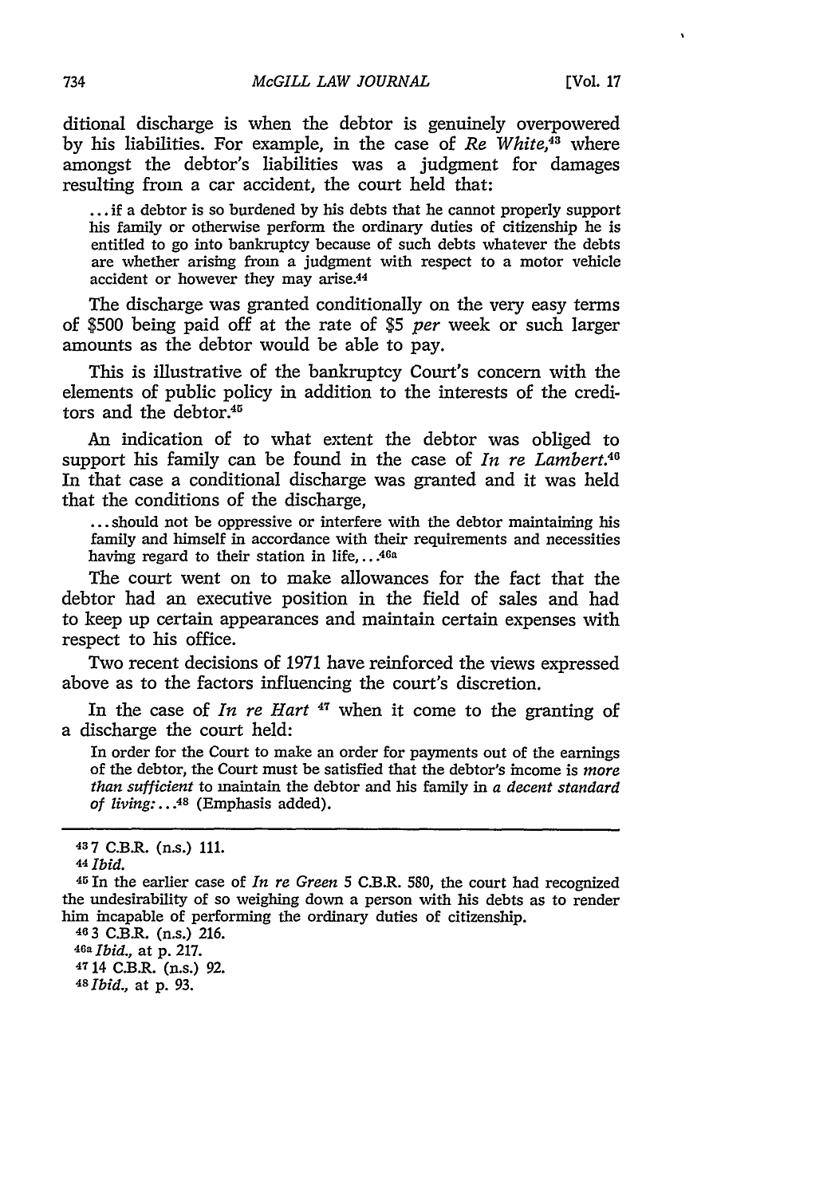ditional discharge is when the debtor is genuinely overpowered by his liabilities. For example, in the case of *Re White*,[43] where amongst the debtor's liabilities was a judgment for damages resulting from a car accident, the court held that:

> ... if a debtor is so burdened by his debts that he cannot properly support his family or otherwise perform the ordinary duties of citizenship he is entitled to go into bankruptcy because of such debts whatever the debts are whether arising from a judgment with respect to a motor vehicle accident or however they may arise.[44]

The discharge was granted conditionally on the very easy terms of $500 being paid off at the rate of $5 *per* week or such larger amounts as the debtor would be able to pay.

This is illustrative of the bankruptcy Court's concern with the elements of public policy in addition to the interests of the creditors and the debtor.[45]

An indication of to what extent the debtor was obliged to support his family can be found in the case of *In re Lambert*.[46] In that case a conditional discharge was granted and it was held that the conditions of the discharge,

> ... should not be oppressive or interfere with the debtor maintaining his family and himself in accordance with their requirements and necessities having regard to their station in life, ...[46a]

The court went on to make allowances for the fact that the debtor had an executive position in the field of sales and had to keep up certain appearances and maintain certain expenses with respect to his office.

Two recent decisions of 1971 have reinforced the views expressed above as to the factors influencing the court's discretion.

In the case of *In re Hart* [47] when it come to the granting of a discharge the court held:

> In order for the Court to make an order for payments out of the earnings of the debtor, the Court must be satisfied that the debtor's income is *more than sufficient* to maintain the debtor and his family in *a decent standard of living*: ...[48] (Emphasis added).

---

[43] 7 C.B.R. (n.s.) 111.

[44] *Ibid.*

[45] In the earlier case of *In re Green* 5 C.B.R. 580, the court had recognized the undesirability of so weighing down a person with his debts as to render him incapable of performing the ordinary duties of citizenship.

[46] 3 C.B.R. (n.s.) 216.

[46a] *Ibid.*, at p. 217.

[47] 14 C.B.R. (n.s.) 92.

[48] *Ibid.*, at p. 93.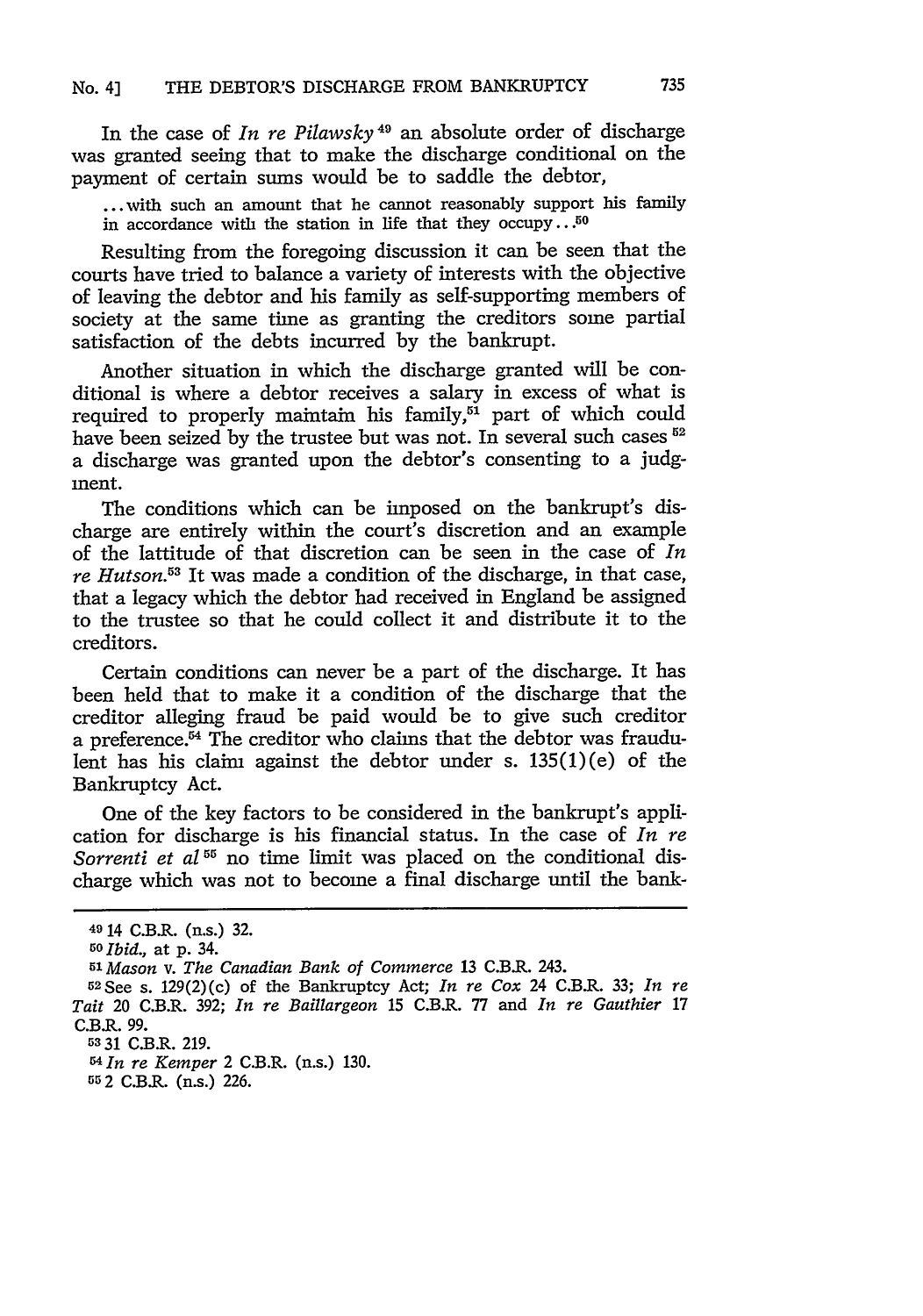In the case of *In re Pilawsky* [49] an absolute order of discharge was granted seeing that to make the discharge conditional on the payment of certain sums would be to saddle the debtor,

> ...with such an amount that he cannot reasonably support his family in accordance with the station in life that they occupy...[50]

Resulting from the foregoing discussion it can be seen that the courts have tried to balance a variety of interests with the objective of leaving the debtor and his family as self-supporting members of society at the same time as granting the creditors some partial satisfaction of the debts incurred by the bankrupt.

Another situation in which the discharge granted will be conditional is where a debtor receives a salary in excess of what is required to properly maintain his family,[51] part of which could have been seized by the trustee but was not. In several such cases [52] a discharge was granted upon the debtor's consenting to a judgment.

The conditions which can be imposed on the bankrupt's discharge are entirely within the court's discretion and an example of the lattitude of that discretion can be seen in the case of *In re Hutson.*[53] It was made a condition of the discharge, in that case, that a legacy which the debtor had received in England be assigned to the trustee so that he could collect it and distribute it to the creditors.

Certain conditions can never be a part of the discharge. It has been held that to make it a condition of the discharge that the creditor alleging fraud be paid would be to give such creditor a preference.[54] The creditor who claims that the debtor was fraudulent has his claim against the debtor under s. 135(1)(e) of the Bankruptcy Act.

One of the key factors to be considered in the bankrupt's application for discharge is his financial status. In the case of *In re Sorrenti et al* [55] no time limit was placed on the conditional discharge which was not to become a final discharge until the bank-

---

[49] 14 C.B.R. (n.s.) 32.

[50] *Ibid.*, at p. 34.

[51] *Mason* v. *The Canadian Bank of Commerce* 13 C.B.R. 243.

[52] See s. 129(2)(c) of the Bankruptcy Act; *In re Cox* 24 C.B.R. 33; *In re Tait* 20 C.B.R. 392; *In re Baillargeon* 15 C.B.R. 77 and *In re Gauthier* 17 C.B.R. 99.

[53] 31 C.B.R. 219.

[54] *In re Kemper* 2 C.B.R. (n.s.) 130.

[55] 2 C.B.R. (n.s.) 226.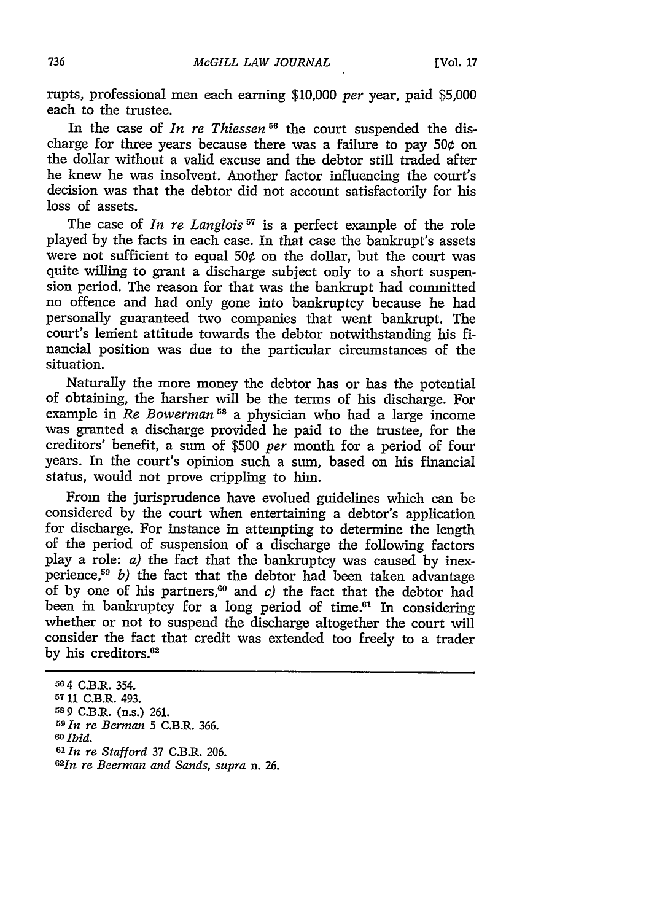rupts, professional men each earning $10,000 *per* year, paid $5,000 each to the trustee.

In the case of *In re Thiessen*[56] the court suspended the discharge for three years because there was a failure to pay 50¢ on the dollar without a valid excuse and the debtor still traded after he knew he was insolvent. Another factor influencing the court's decision was that the debtor did not account satisfactorily for his loss of assets.

The case of *In re Langlois*[57] is a perfect example of the role played by the facts in each case. In that case the bankrupt's assets were not sufficient to equal 50¢ on the dollar, but the court was quite willing to grant a discharge subject only to a short suspension period. The reason for that was the bankrupt had committed no offence and had only gone into bankruptcy because he had personally guaranteed two companies that went bankrupt. The court's lenient attitude towards the debtor notwithstanding his financial position was due to the particular circumstances of the situation.

Naturally the more money the debtor has or has the potential of obtaining, the harsher will be the terms of his discharge. For example in *Re Bowerman*[58] a physician who had a large income was granted a discharge provided he paid to the trustee, for the creditors' benefit, a sum of $500 *per* month for a period of four years. In the court's opinion such a sum, based on his financial status, would not prove crippling to him.

From the jurisprudence have evolued guidelines which can be considered by the court when entertaining a debtor's application for discharge. For instance in attempting to determine the length of the period of suspension of a discharge the following factors play a role: *a)* the fact that the bankruptcy was caused by inexperience,[59] *b)* the fact that the debtor had been taken advantage of by one of his partners,[60] and *c)* the fact that the debtor had been in bankruptcy for a long period of time.[61] In considering whether or not to suspend the discharge altogether the court will consider the fact that credit was extended too freely to a trader by his creditors.[62]

---

[56] 4 C.B.R. 354.

[57] 11 C.B.R. 493.

[58] 9 C.B.R. (n.s.) 261.

[59] *In re Berman* 5 C.B.R. 366.

[60] *Ibid.*

[61] *In re Stafford* 37 C.B.R. 206.

[62] *In re Beerman and Sands, supra* n. 26.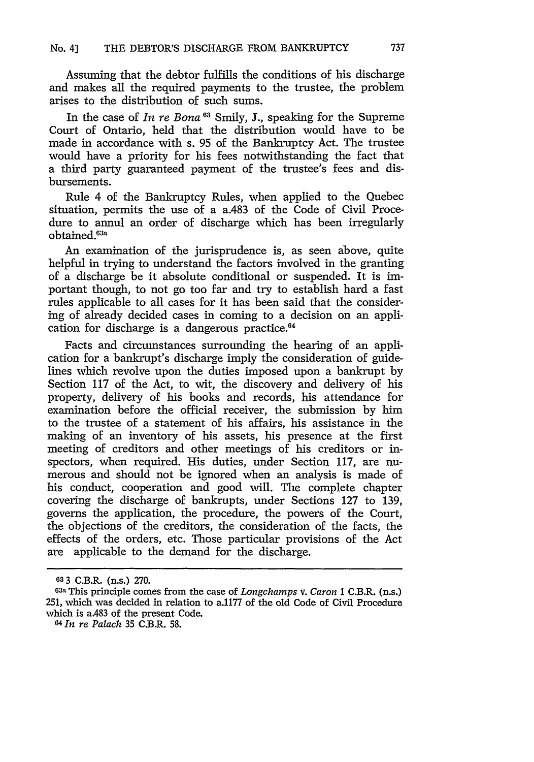Assuming that the debtor fulfills the conditions of his discharge and makes all the required payments to the trustee, the problem arises to the distribution of such sums.

In the case of *In re Bona* [63] Smily, J., speaking for the Supreme Court of Ontario, held that the distribution would have to be made in accordance with s. 95 of the Bankruptcy Act. The trustee would have a priority for his fees notwithstanding the fact that a third party guaranteed payment of the trustee's fees and disbursements.

Rule 4 of the Bankruptcy Rules, when applied to the Quebec situation, permits the use of a a.483 of the Code of Civil Procedure to annul an order of discharge which has been irregularly obtained.[63a]

An examination of the jurisprudence is, as seen above, quite helpful in trying to understand the factors involved in the granting of a discharge be it absolute conditional or suspended. It is important though, to not go too far and try to establish hard a fast rules applicable to all cases for it has been said that the considering of already decided cases in coming to a decision on an application for discharge is a dangerous practice.[64]

Facts and circumstances surrounding the hearing of an application for a bankrupt's discharge imply the consideration of guidelines which revolve upon the duties imposed upon a bankrupt by Section 117 of the Act, to wit, the discovery and delivery of his property, delivery of his books and records, his attendance for examination before the official receiver, the submission by him to the trustee of a statement of his affairs, his assistance in the making of an inventory of his assets, his presence at the first meeting of creditors and other meetings of his creditors or inspectors, when required. His duties, under Section 117, are numerous and should not be ignored when an analysis is made of his conduct, cooperation and good will. The complete chapter covering the discharge of bankrupts, under Sections 127 to 139, governs the application, the procedure, the powers of the Court, the objections of the creditors, the consideration of the facts, the effects of the orders, etc. Those particular provisions of the Act are applicable to the demand for the discharge.

---

[63] 3 C.B.R. (n.s.) 270.

[63a] This principle comes from the case of *Longchamps v. Caron* 1 C.B.R. (n.s.) 251, which was decided in relation to a.1177 of the old Code of Civil Procedure which is a.483 of the present Code.

[64] *In re Palach* 35 C.B.R. 58.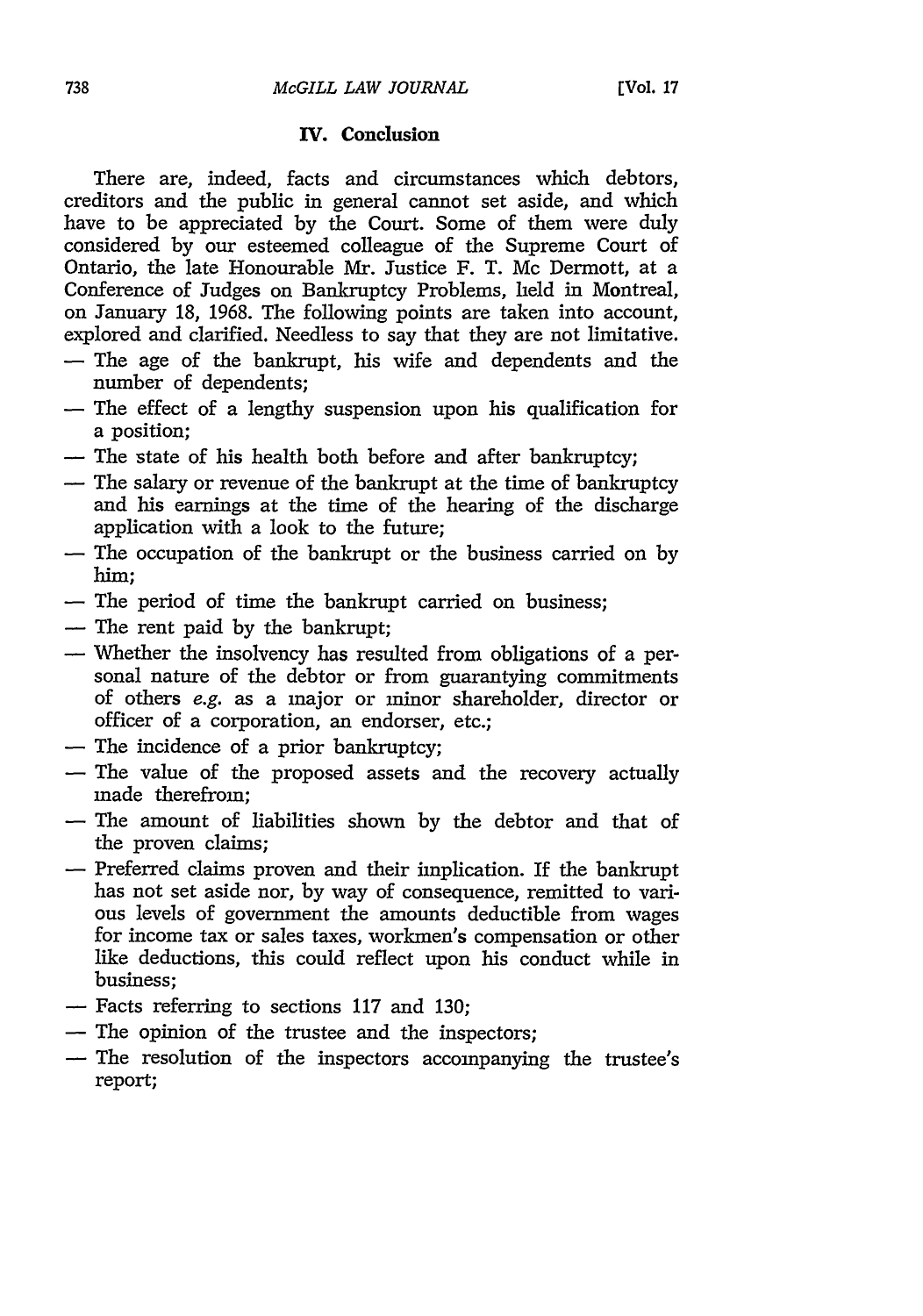## IV. Conclusion

There are, indeed, facts and circumstances which debtors, creditors and the public in general cannot set aside, and which have to be appreciated by the Court. Some of them were duly considered by our esteemed colleague of the Supreme Court of Ontario, the late Honourable Mr. Justice F. T. Mc Dermott, at a Conference of Judges on Bankruptcy Problems, held in Montreal, on January 18, 1968. The following points are taken into account, explored and clarified. Needless to say that they are not limitative.

- The age of the bankrupt, his wife and dependents and the number of dependents;
- The effect of a lengthy suspension upon his qualification for a position;
- The state of his health both before and after bankruptcy;
- The salary or revenue of the bankrupt at the time of bankruptcy and his earnings at the time of the hearing of the discharge application with a look to the future;
- The occupation of the bankrupt or the business carried on by him;
- The period of time the bankrupt carried on business;
- The rent paid by the bankrupt;
- Whether the insolvency has resulted from obligations of a personal nature of the debtor or from guarantying commitments of others *e.g.* as a major or minor shareholder, director or officer of a corporation, an endorser, etc.;
- The incidence of a prior bankruptcy;
- The value of the proposed assets and the recovery actually made therefrom;
- The amount of liabilities shown by the debtor and that of the proven claims;
- Preferred claims proven and their implication. If the bankrupt has not set aside nor, by way of consequence, remitted to various levels of government the amounts deductible from wages for income tax or sales taxes, workmen's compensation or other like deductions, this could reflect upon his conduct while in business;
- Facts referring to sections 117 and 130;
- The opinion of the trustee and the inspectors;
- The resolution of the inspectors accompanying the trustee's report;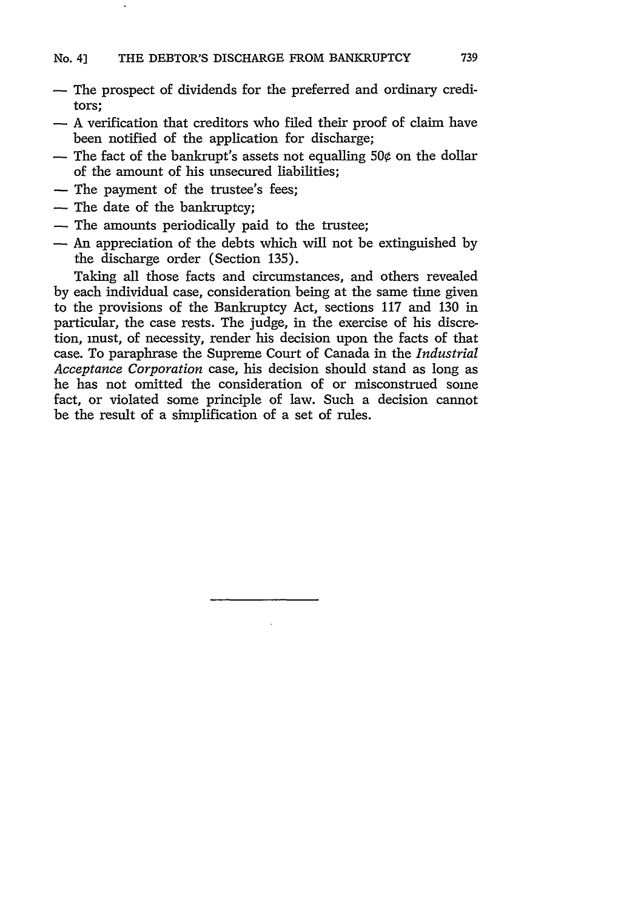- The prospect of dividends for the preferred and ordinary creditors;
- A verification that creditors who filed their proof of claim have been notified of the application for discharge;
- The fact of the bankrupt's assets not equalling 50¢ on the dollar of the amount of his unsecured liabilities;
- The payment of the trustee's fees;
- The date of the bankruptcy;
- The amounts periodically paid to the trustee;
- An appreciation of the debts which will not be extinguished by the discharge order (Section 135).

Taking all those facts and circumstances, and others revealed by each individual case, consideration being at the same time given to the provisions of the Bankruptcy Act, sections 117 and 130 in particular, the case rests. The judge, in the exercise of his discretion, must, of necessity, render his decision upon the facts of that case. To paraphrase the Supreme Court of Canada in the *Industrial Acceptance Corporation* case, his decision should stand as long as he has not omitted the consideration of or misconstrued some fact, or violated some principle of law. Such a decision cannot be the result of a simplification of a set of rules.